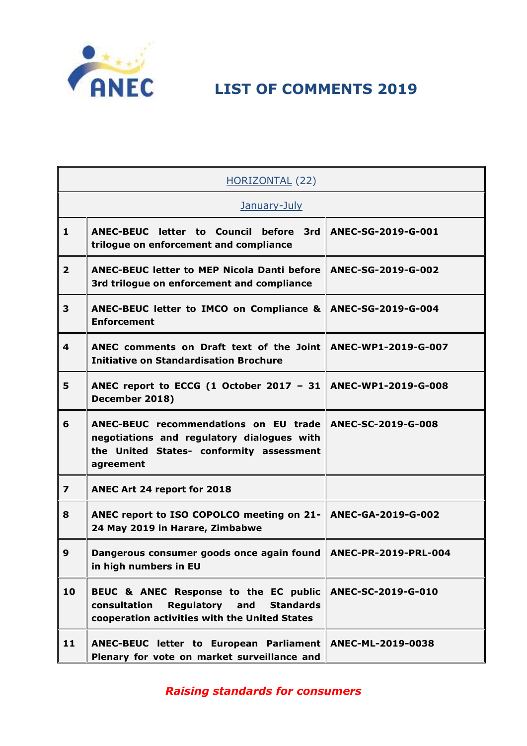# LIST OF COMMENTS 2019

| HORIZONTAL (22) | | |
|---|---|---|
| January-July | | |
| **1** | **ANEC-BEUC letter to Council before 3rd trilogue on enforcement and compliance** | **ANEC-SG-2019-G-001** |
| **2** | **ANEC-BEUC letter to MEP Nicola Danti before 3rd trilogue on enforcement and compliance** | **ANEC-SG-2019-G-002** |
| **3** | **ANEC-BEUC letter to IMCO on Compliance & Enforcement** | **ANEC-SG-2019-G-004** |
| **4** | **ANEC comments on Draft text of the Joint Initiative on Standardisation Brochure** | **ANEC-WP1-2019-G-007** |
| **5** | **ANEC report to ECCG (1 October 2017 – 31 December 2018)** | **ANEC-WP1-2019-G-008** |
| **6** | **ANEC-BEUC recommendations on EU trade negotiations and regulatory dialogues with the United States- conformity assessment agreement** | **ANEC-SC-2019-G-008** |
| **7** | **ANEC Art 24 report for 2018** | |
| **8** | **ANEC report to ISO COPOLCO meeting on 21-24 May 2019 in Harare, Zimbabwe** | **ANEC-GA-2019-G-002** |
| **9** | **Dangerous consumer goods once again found in high numbers in EU** | **ANEC-PR-2019-PRL-004** |
| **10** | **BEUC & ANEC Response to the EC public consultation Regulatory and Standards cooperation activities with the United States** | **ANEC-SC-2019-G-010** |
| **11** | **ANEC-BEUC letter to European Parliament Plenary for vote on market surveillance and** | **ANEC-ML-2019-0038** |

*Raising standards for consumers*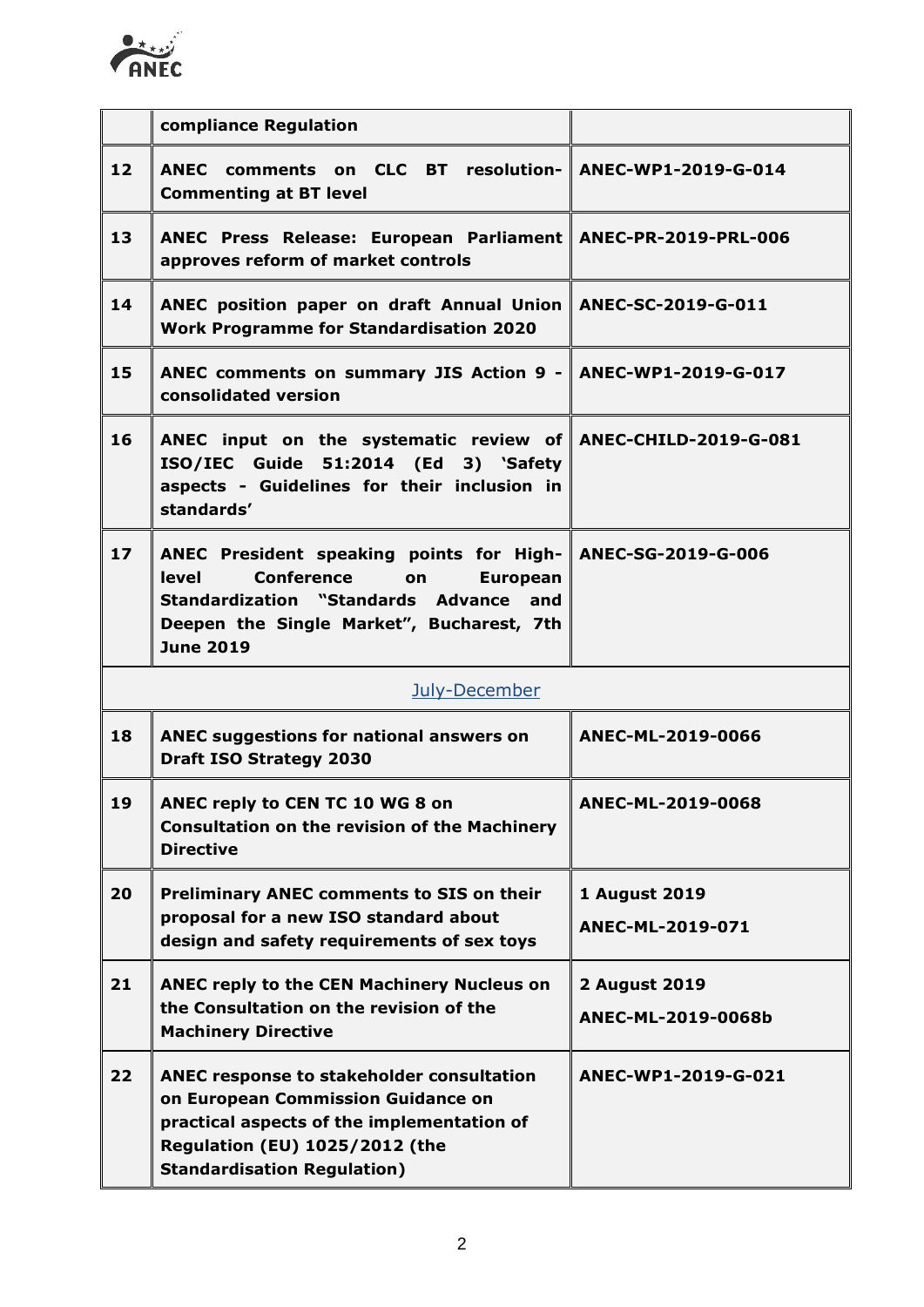| | | |
|---|---|---|
| | **compliance Regulation** | |
| **12** | **ANEC comments on CLC BT resolution-Commenting at BT level** | **ANEC-WP1-2019-G-014** |
| **13** | **ANEC Press Release: European Parliament approves reform of market controls** | **ANEC-PR-2019-PRL-006** |
| **14** | **ANEC position paper on draft Annual Union Work Programme for Standardisation 2020** | **ANEC-SC-2019-G-011** |
| **15** | **ANEC comments on summary JIS Action 9 - consolidated version** | **ANEC-WP1-2019-G-017** |
| **16** | **ANEC input on the systematic review of ISO/IEC Guide 51:2014 (Ed 3) 'Safety aspects - Guidelines for their inclusion in standards'** | **ANEC-CHILD-2019-G-081** |
| **17** | **ANEC President speaking points for High-level Conference on European Standardization "Standards Advance and Deepen the Single Market", Bucharest, 7th June 2019** | **ANEC-SG-2019-G-006** |
| | July-December | |
| **18** | **ANEC suggestions for national answers on Draft ISO Strategy 2030** | **ANEC-ML-2019-0066** |
| **19** | **ANEC reply to CEN TC 10 WG 8 on Consultation on the revision of the Machinery Directive** | **ANEC-ML-2019-0068** |
| **20** | **Preliminary ANEC comments to SIS on their proposal for a new ISO standard about design and safety requirements of sex toys** | **1 August 2019** **ANEC-ML-2019-071** |
| **21** | **ANEC reply to the CEN Machinery Nucleus on the Consultation on the revision of the Machinery Directive** | **2 August 2019** **ANEC-ML-2019-0068b** |
| **22** | **ANEC response to stakeholder consultation on European Commission Guidance on practical aspects of the implementation of Regulation (EU) 1025/2012 (the Standardisation Regulation)** | **ANEC-WP1-2019-G-021** |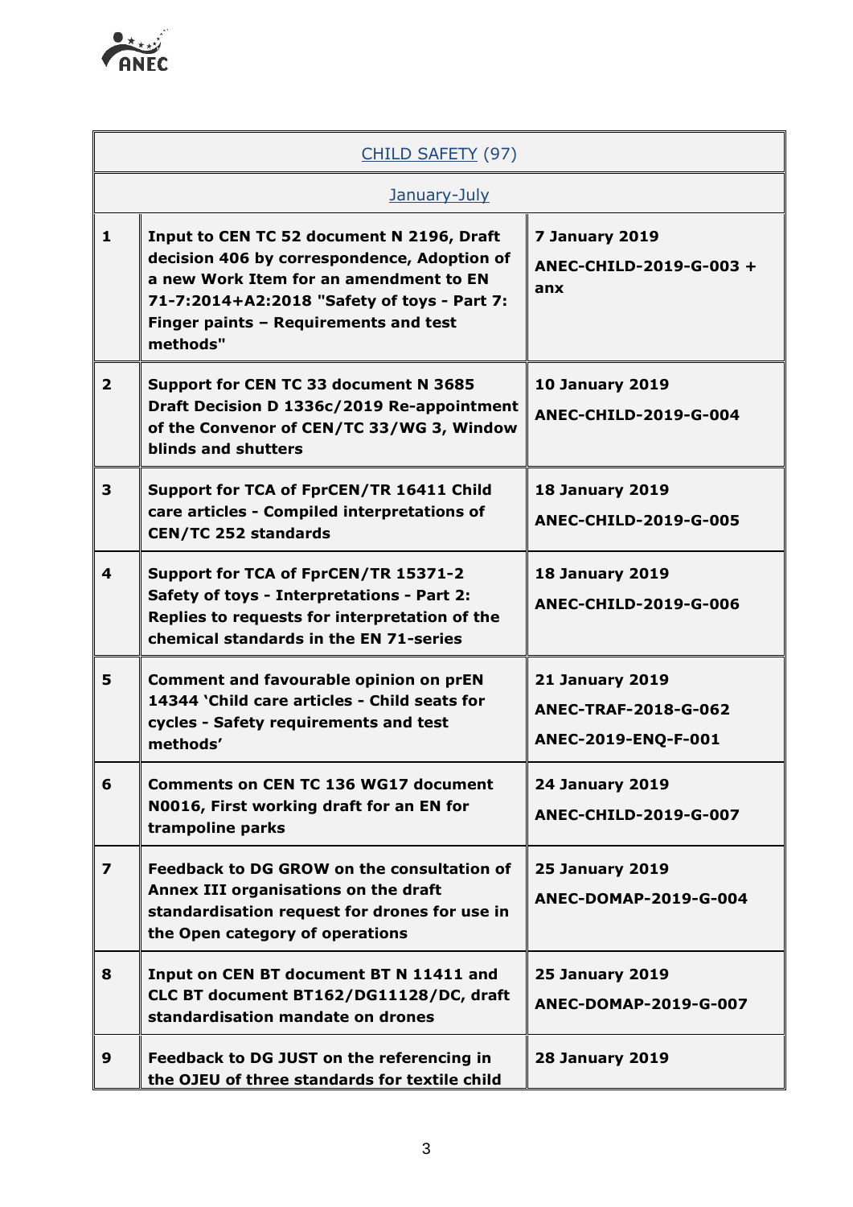| CHILD SAFETY (97) | | |
|---|---|---|
| January-July | | |
| **1** | **Input to CEN TC 52 document N 2196, Draft decision 406 by correspondence, Adoption of a new Work Item for an amendment to EN 71-7:2014+A2:2018 "Safety of toys - Part 7: Finger paints – Requirements and test methods"** | **7 January 2019**<br>**ANEC-CHILD-2019-G-003 + anx** |
| **2** | **Support for CEN TC 33 document N 3685 Draft Decision D 1336c/2019 Re-appointment of the Convenor of CEN/TC 33/WG 3, Window blinds and shutters** | **10 January 2019**<br>**ANEC-CHILD-2019-G-004** |
| **3** | **Support for TCA of FprCEN/TR 16411 Child care articles - Compiled interpretations of CEN/TC 252 standards** | **18 January 2019**<br>**ANEC-CHILD-2019-G-005** |
| **4** | **Support for TCA of FprCEN/TR 15371-2 Safety of toys - Interpretations - Part 2: Replies to requests for interpretation of the chemical standards in the EN 71-series** | **18 January 2019**<br>**ANEC-CHILD-2019-G-006** |
| **5** | **Comment and favourable opinion on prEN 14344 'Child care articles - Child seats for cycles - Safety requirements and test methods'** | **21 January 2019**<br>**ANEC-TRAF-2018-G-062**<br>**ANEC-2019-ENQ-F-001** |
| **6** | **Comments on CEN TC 136 WG17 document N0016, First working draft for an EN for trampoline parks** | **24 January 2019**<br>**ANEC-CHILD-2019-G-007** |
| **7** | **Feedback to DG GROW on the consultation of Annex III organisations on the draft standardisation request for drones for use in the Open category of operations** | **25 January 2019**<br>**ANEC-DOMAP-2019-G-004** |
| **8** | **Input on CEN BT document BT N 11411 and CLC BT document BT162/DG11128/DC, draft standardisation mandate on drones** | **25 January 2019**<br>**ANEC-DOMAP-2019-G-007** |
| **9** | **Feedback to DG JUST on the referencing in the OJEU of three standards for textile child** | **28 January 2019** |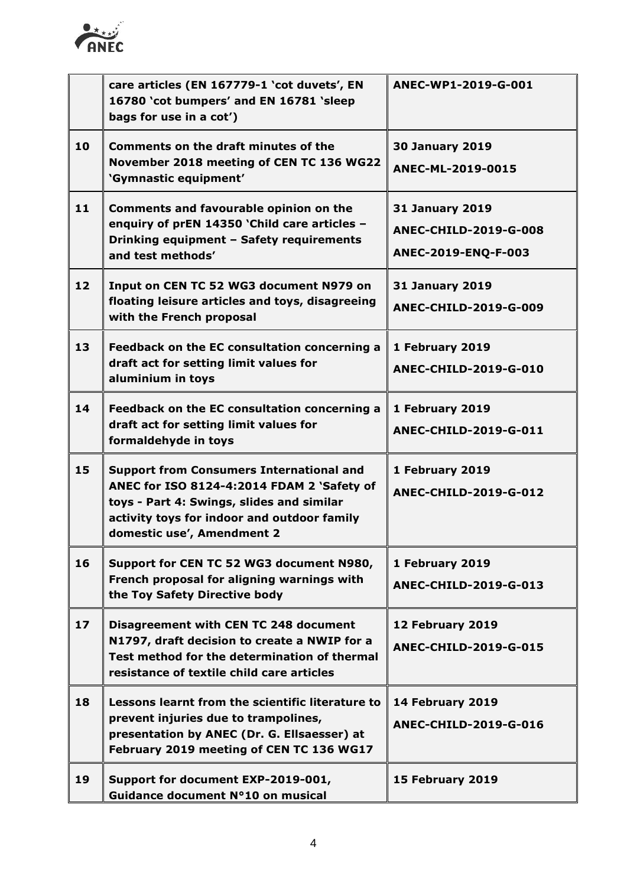|  |  |  |
|---|---|---|
|  | **care articles (EN 167779-1 'cot duvets', EN 16780 'cot bumpers' and EN 16781 'sleep bags for use in a cot')** | **ANEC-WP1-2019-G-001** |
| **10** | **Comments on the draft minutes of the November 2018 meeting of CEN TC 136 WG22 'Gymnastic equipment'** | **30 January 2019**<br>**ANEC-ML-2019-0015** |
| **11** | **Comments and favourable opinion on the enquiry of prEN 14350 'Child care articles – Drinking equipment – Safety requirements and test methods'** | **31 January 2019**<br>**ANEC-CHILD-2019-G-008**<br>**ANEC-2019-ENQ-F-003** |
| **12** | **Input on CEN TC 52 WG3 document N979 on floating leisure articles and toys, disagreeing with the French proposal** | **31 January 2019**<br>**ANEC-CHILD-2019-G-009** |
| **13** | **Feedback on the EC consultation concerning a draft act for setting limit values for aluminium in toys** | **1 February 2019**<br>**ANEC-CHILD-2019-G-010** |
| **14** | **Feedback on the EC consultation concerning a draft act for setting limit values for formaldehyde in toys** | **1 February 2019**<br>**ANEC-CHILD-2019-G-011** |
| **15** | **Support from Consumers International and ANEC for ISO 8124-4:2014 FDAM 2 'Safety of toys - Part 4: Swings, slides and similar activity toys for indoor and outdoor family domestic use', Amendment 2** | **1 February 2019**<br>**ANEC-CHILD-2019-G-012** |
| **16** | **Support for CEN TC 52 WG3 document N980, French proposal for aligning warnings with the Toy Safety Directive body** | **1 February 2019**<br>**ANEC-CHILD-2019-G-013** |
| **17** | **Disagreement with CEN TC 248 document N1797, draft decision to create a NWIP for a Test method for the determination of thermal resistance of textile child care articles** | **12 February 2019**<br>**ANEC-CHILD-2019-G-015** |
| **18** | **Lessons learnt from the scientific literature to prevent injuries due to trampolines, presentation by ANEC (Dr. G. Ellsaesser) at February 2019 meeting of CEN TC 136 WG17** | **14 February 2019**<br>**ANEC-CHILD-2019-G-016** |
| **19** | **Support for document EXP-2019-001, Guidance document N°10 on musical** | **15 February 2019** |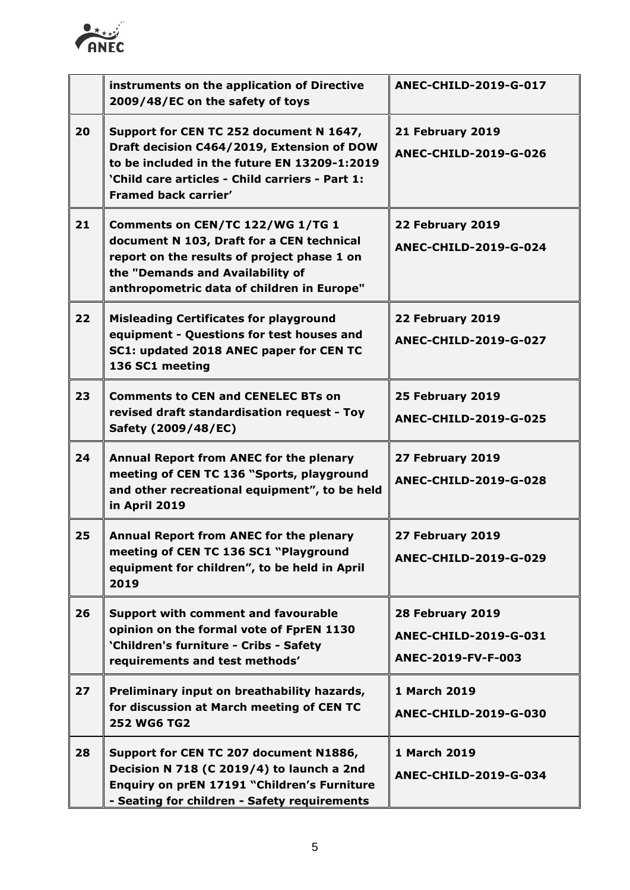| | | |
|---|---|---|
| | **instruments on the application of Directive 2009/48/EC on the safety of toys** | **ANEC-CHILD-2019-G-017** |
| **20** | **Support for CEN TC 252 document N 1647, Draft decision C464/2019, Extension of DOW to be included in the future EN 13209-1:2019 'Child care articles - Child carriers - Part 1: Framed back carrier'** | **21 February 2019**<br>**ANEC-CHILD-2019-G-026** |
| **21** | **Comments on CEN/TC 122/WG 1/TG 1 document N 103, Draft for a CEN technical report on the results of project phase 1 on the "Demands and Availability of anthropometric data of children in Europe"** | **22 February 2019**<br>**ANEC-CHILD-2019-G-024** |
| **22** | **Misleading Certificates for playground equipment - Questions for test houses and SC1: updated 2018 ANEC paper for CEN TC 136 SC1 meeting** | **22 February 2019**<br>**ANEC-CHILD-2019-G-027** |
| **23** | **Comments to CEN and CENELEC BTs on revised draft standardisation request - Toy Safety (2009/48/EC)** | **25 February 2019**<br>**ANEC-CHILD-2019-G-025** |
| **24** | **Annual Report from ANEC for the plenary meeting of CEN TC 136 "Sports, playground and other recreational equipment", to be held in April 2019** | **27 February 2019**<br>**ANEC-CHILD-2019-G-028** |
| **25** | **Annual Report from ANEC for the plenary meeting of CEN TC 136 SC1 "Playground equipment for children", to be held in April 2019** | **27 February 2019**<br>**ANEC-CHILD-2019-G-029** |
| **26** | **Support with comment and favourable opinion on the formal vote of FprEN 1130 'Children's furniture - Cribs - Safety requirements and test methods'** | **28 February 2019**<br>**ANEC-CHILD-2019-G-031**<br>**ANEC-2019-FV-F-003** |
| **27** | **Preliminary input on breathability hazards, for discussion at March meeting of CEN TC 252 WG6 TG2** | **1 March 2019**<br>**ANEC-CHILD-2019-G-030** |
| **28** | **Support for CEN TC 207 document N1886, Decision N 718 (C 2019/4) to launch a 2nd Enquiry on prEN 17191 "Children's Furniture - Seating for children - Safety requirements** | **1 March 2019**<br>**ANEC-CHILD-2019-G-034** |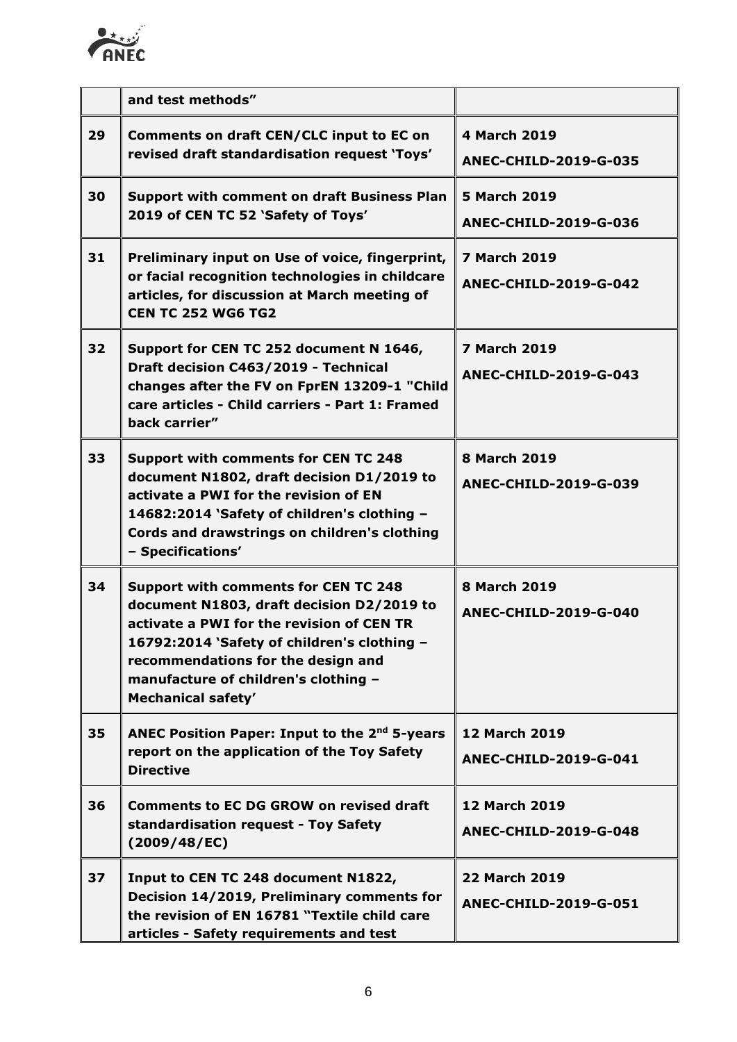| | | |
|---|---|---|
| | **and test methods"** | |
| **29** | **Comments on draft CEN/CLC input to EC on revised draft standardisation request 'Toys'** | **4 March 2019** **ANEC-CHILD-2019-G-035** |
| **30** | **Support with comment on draft Business Plan 2019 of CEN TC 52 'Safety of Toys'** | **5 March 2019** **ANEC-CHILD-2019-G-036** |
| **31** | **Preliminary input on Use of voice, fingerprint, or facial recognition technologies in childcare articles, for discussion at March meeting of CEN TC 252 WG6 TG2** | **7 March 2019** **ANEC-CHILD-2019-G-042** |
| **32** | **Support for CEN TC 252 document N 1646, Draft decision C463/2019 - Technical changes after the FV on FprEN 13209-1 "Child care articles - Child carriers - Part 1: Framed back carrier"** | **7 March 2019** **ANEC-CHILD-2019-G-043** |
| **33** | **Support with comments for CEN TC 248 document N1802, draft decision D1/2019 to activate a PWI for the revision of EN 14682:2014 'Safety of children's clothing – Cords and drawstrings on children's clothing – Specifications'** | **8 March 2019** **ANEC-CHILD-2019-G-039** |
| **34** | **Support with comments for CEN TC 248 document N1803, draft decision D2/2019 to activate a PWI for the revision of CEN TR 16792:2014 'Safety of children's clothing – recommendations for the design and manufacture of children's clothing – Mechanical safety'** | **8 March 2019** **ANEC-CHILD-2019-G-040** |
| **35** | **ANEC Position Paper: Input to the 2nd 5-years report on the application of the Toy Safety Directive** | **12 March 2019** **ANEC-CHILD-2019-G-041** |
| **36** | **Comments to EC DG GROW on revised draft standardisation request - Toy Safety (2009/48/EC)** | **12 March 2019** **ANEC-CHILD-2019-G-048** |
| **37** | **Input to CEN TC 248 document N1822, Decision 14/2019, Preliminary comments for the revision of EN 16781 "Textile child care articles - Safety requirements and test** | **22 March 2019** **ANEC-CHILD-2019-G-051** |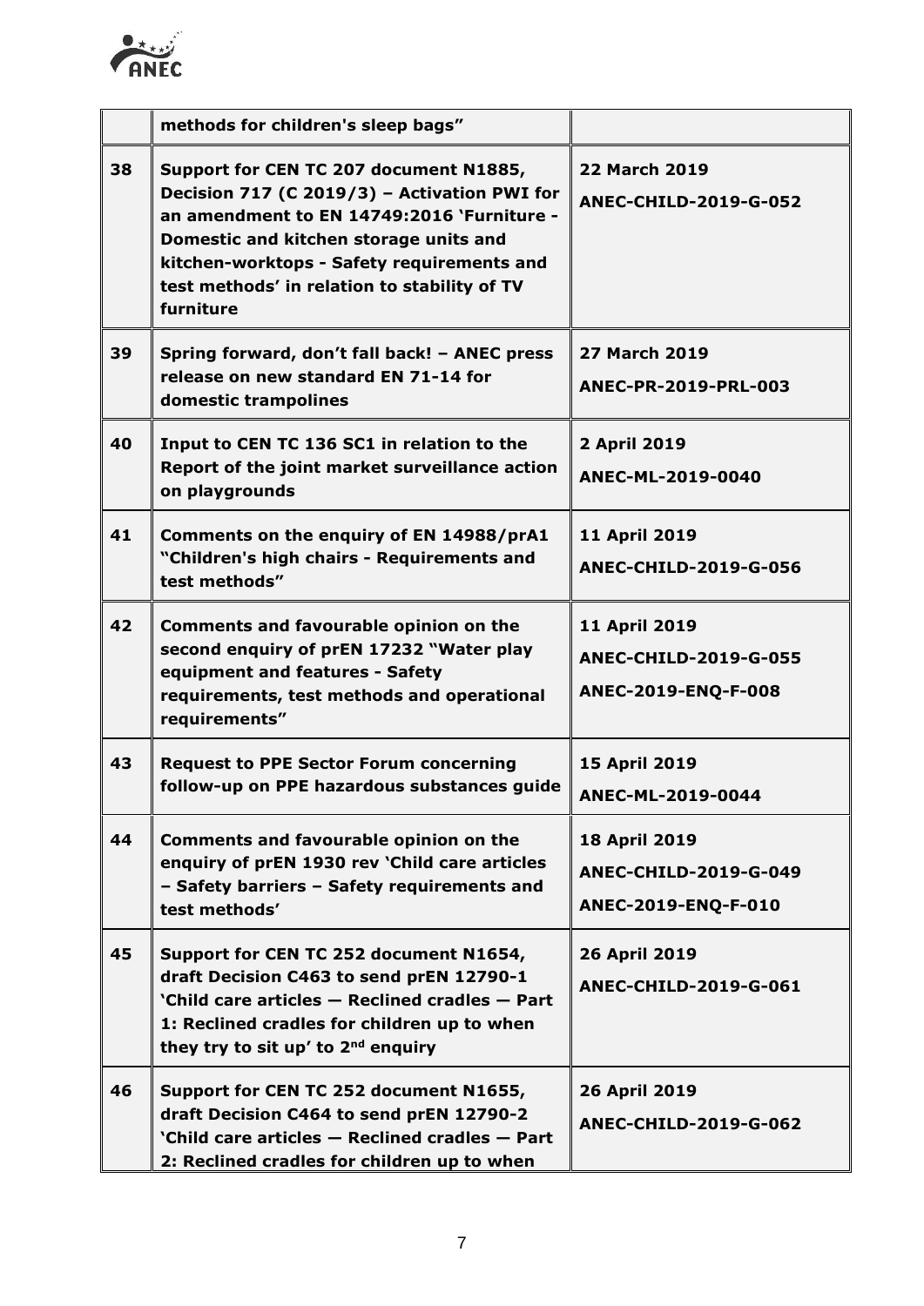| | | |
|---|---|---|
| | **methods for children's sleep bags"** | |
| **38** | **Support for CEN TC 207 document N1885, Decision 717 (C 2019/3) – Activation PWI for an amendment to EN 14749:2016 'Furniture - Domestic and kitchen storage units and kitchen-worktops - Safety requirements and test methods' in relation to stability of TV furniture** | **22 March 2019**<br>**ANEC-CHILD-2019-G-052** |
| **39** | **Spring forward, don't fall back! – ANEC press release on new standard EN 71-14 for domestic trampolines** | **27 March 2019**<br>**ANEC-PR-2019-PRL-003** |
| **40** | **Input to CEN TC 136 SC1 in relation to the Report of the joint market surveillance action on playgrounds** | **2 April 2019**<br>**ANEC-ML-2019-0040** |
| **41** | **Comments on the enquiry of EN 14988/prA1 "Children's high chairs - Requirements and test methods"** | **11 April 2019**<br>**ANEC-CHILD-2019-G-056** |
| **42** | **Comments and favourable opinion on the second enquiry of prEN 17232 "Water play equipment and features - Safety requirements, test methods and operational requirements"** | **11 April 2019**<br>**ANEC-CHILD-2019-G-055**<br>**ANEC-2019-ENQ-F-008** |
| **43** | **Request to PPE Sector Forum concerning follow-up on PPE hazardous substances guide** | **15 April 2019**<br>**ANEC-ML-2019-0044** |
| **44** | **Comments and favourable opinion on the enquiry of prEN 1930 rev 'Child care articles – Safety barriers – Safety requirements and test methods'** | **18 April 2019**<br>**ANEC-CHILD-2019-G-049**<br>**ANEC-2019-ENQ-F-010** |
| **45** | **Support for CEN TC 252 document N1654, draft Decision C463 to send prEN 12790-1 'Child care articles — Reclined cradles — Part 1: Reclined cradles for children up to when they try to sit up' to 2nd enquiry** | **26 April 2019**<br>**ANEC-CHILD-2019-G-061** |
| **46** | **Support for CEN TC 252 document N1655, draft Decision C464 to send prEN 12790-2 'Child care articles — Reclined cradles — Part 2: Reclined cradles for children up to when** | **26 April 2019**<br>**ANEC-CHILD-2019-G-062** |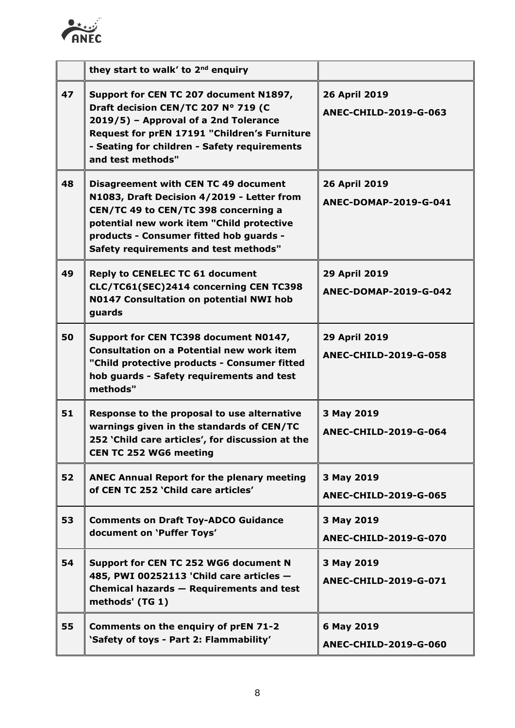| | | |
|---|---|---|
| | **they start to walk' to 2nd enquiry** | |
| **47** | **Support for CEN TC 207 document N1897, Draft decision CEN/TC 207 N° 719 (C 2019/5) – Approval of a 2nd Tolerance Request for prEN 17191 "Children's Furniture - Seating for children - Safety requirements and test methods"** | **26 April 2019**<br>**ANEC-CHILD-2019-G-063** |
| **48** | **Disagreement with CEN TC 49 document N1083, Draft Decision 4/2019 - Letter from CEN/TC 49 to CEN/TC 398 concerning a potential new work item "Child protective products - Consumer fitted hob guards - Safety requirements and test methods"** | **26 April 2019**<br>**ANEC-DOMAP-2019-G-041** |
| **49** | **Reply to CENELEC TC 61 document CLC/TC61(SEC)2414 concerning CEN TC398 N0147 Consultation on potential NWI hob guards** | **29 April 2019**<br>**ANEC-DOMAP-2019-G-042** |
| **50** | **Support for CEN TC398 document N0147, Consultation on a Potential new work item "Child protective products - Consumer fitted hob guards - Safety requirements and test methods"** | **29 April 2019**<br>**ANEC-CHILD-2019-G-058** |
| **51** | **Response to the proposal to use alternative warnings given in the standards of CEN/TC 252 'Child care articles', for discussion at the CEN TC 252 WG6 meeting** | **3 May 2019**<br>**ANEC-CHILD-2019-G-064** |
| **52** | **ANEC Annual Report for the plenary meeting of CEN TC 252 'Child care articles'** | **3 May 2019**<br>**ANEC-CHILD-2019-G-065** |
| **53** | **Comments on Draft Toy-ADCO Guidance document on 'Puffer Toys'** | **3 May 2019**<br>**ANEC-CHILD-2019-G-070** |
| **54** | **Support for CEN TC 252 WG6 document N 485, PWI 00252113 'Child care articles — Chemical hazards — Requirements and test methods' (TG 1)** | **3 May 2019**<br>**ANEC-CHILD-2019-G-071** |
| **55** | **Comments on the enquiry of prEN 71-2 'Safety of toys - Part 2: Flammability'** | **6 May 2019**<br>**ANEC-CHILD-2019-G-060** |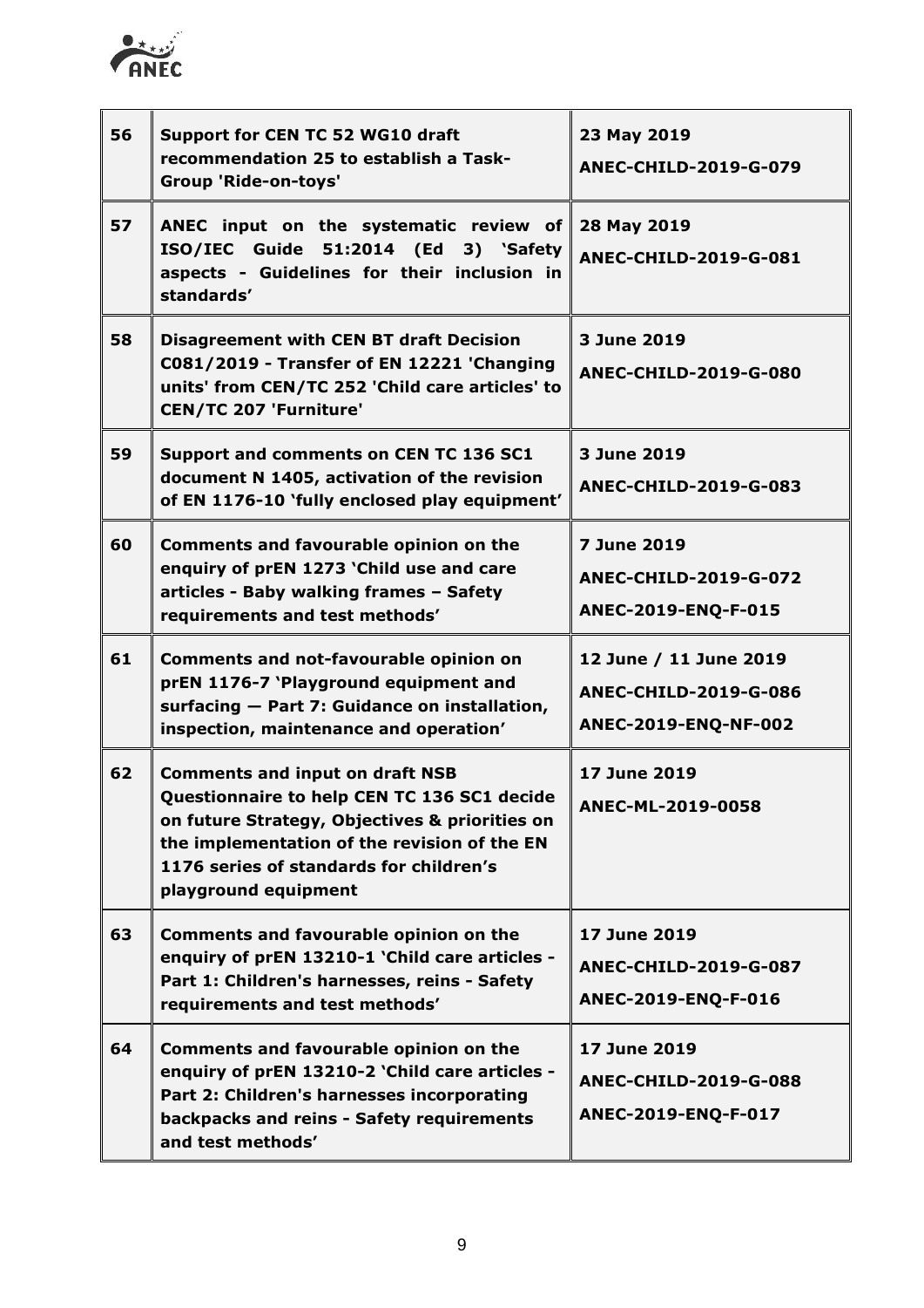| | | |
|---|---|---|
| **56** | **Support for CEN TC 52 WG10 draft recommendation 25 to establish a Task-Group 'Ride-on-toys'** | **23 May 2019**<br>**ANEC-CHILD-2019-G-079** |
| **57** | **ANEC input on the systematic review of ISO/IEC Guide 51:2014 (Ed 3) 'Safety aspects - Guidelines for their inclusion in standards'** | **28 May 2019**<br>**ANEC-CHILD-2019-G-081** |
| **58** | **Disagreement with CEN BT draft Decision C081/2019 - Transfer of EN 12221 'Changing units' from CEN/TC 252 'Child care articles' to CEN/TC 207 'Furniture'** | **3 June 2019**<br>**ANEC-CHILD-2019-G-080** |
| **59** | **Support and comments on CEN TC 136 SC1 document N 1405, activation of the revision of EN 1176-10 'fully enclosed play equipment'** | **3 June 2019**<br>**ANEC-CHILD-2019-G-083** |
| **60** | **Comments and favourable opinion on the enquiry of prEN 1273 'Child use and care articles - Baby walking frames – Safety requirements and test methods'** | **7 June 2019**<br>**ANEC-CHILD-2019-G-072**<br>**ANEC-2019-ENQ-F-015** |
| **61** | **Comments and not-favourable opinion on prEN 1176-7 'Playground equipment and surfacing — Part 7: Guidance on installation, inspection, maintenance and operation'** | **12 June / 11 June 2019**<br>**ANEC-CHILD-2019-G-086**<br>**ANEC-2019-ENQ-NF-002** |
| **62** | **Comments and input on draft NSB Questionnaire to help CEN TC 136 SC1 decide on future Strategy, Objectives & priorities on the implementation of the revision of the EN 1176 series of standards for children's playground equipment** | **17 June 2019**<br>**ANEC-ML-2019-0058** |
| **63** | **Comments and favourable opinion on the enquiry of prEN 13210-1 'Child care articles - Part 1: Children's harnesses, reins - Safety requirements and test methods'** | **17 June 2019**<br>**ANEC-CHILD-2019-G-087**<br>**ANEC-2019-ENQ-F-016** |
| **64** | **Comments and favourable opinion on the enquiry of prEN 13210-2 'Child care articles - Part 2: Children's harnesses incorporating backpacks and reins - Safety requirements and test methods'** | **17 June 2019**<br>**ANEC-CHILD-2019-G-088**<br>**ANEC-2019-ENQ-F-017** |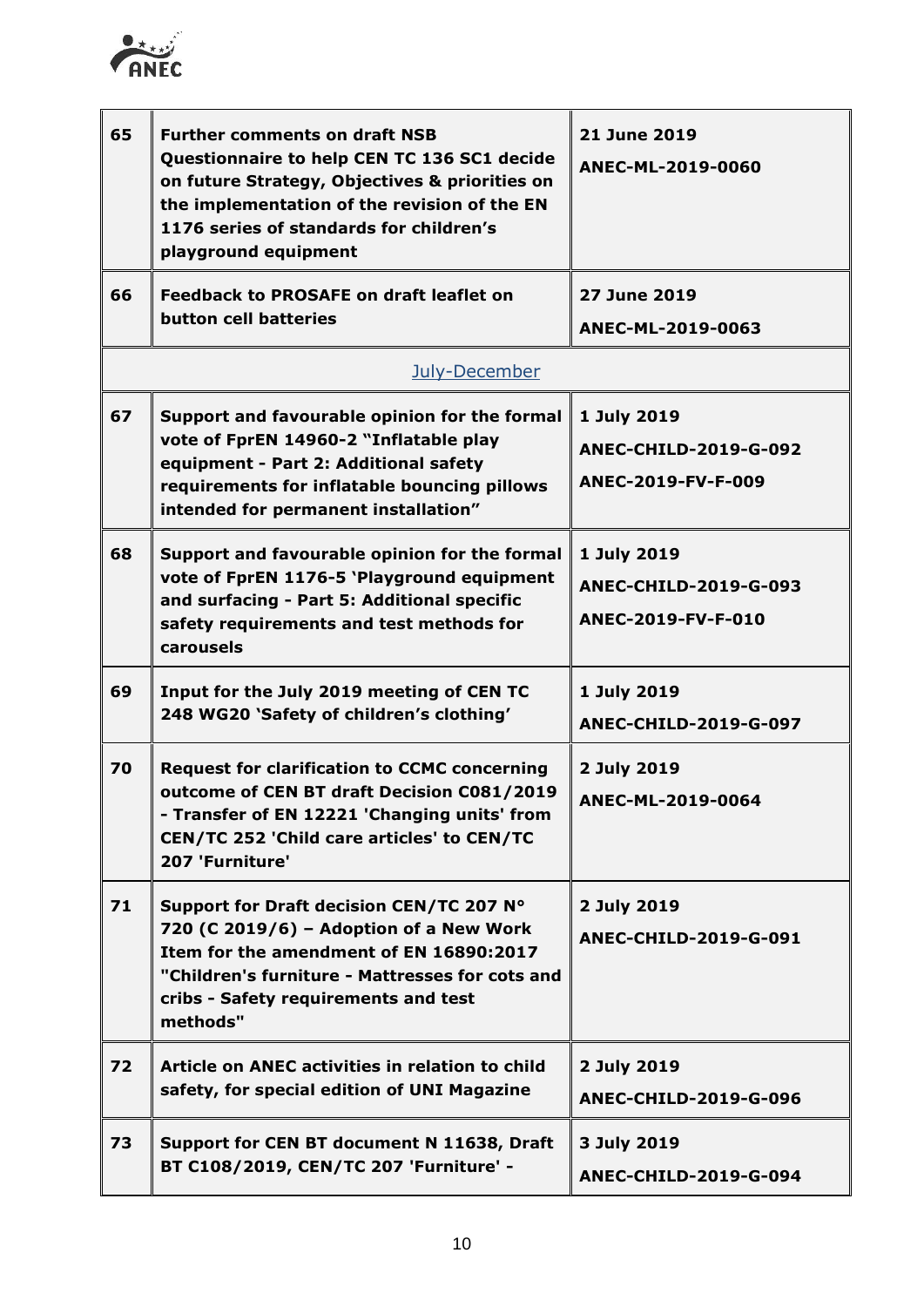| | | |
|---|---|---|
| **65** | **Further comments on draft NSB Questionnaire to help CEN TC 136 SC1 decide on future Strategy, Objectives & priorities on the implementation of the revision of the EN 1176 series of standards for children's playground equipment** | **21 June 2019**<br>**ANEC-ML-2019-0060** |
| **66** | **Feedback to PROSAFE on draft leaflet on button cell batteries** | **27 June 2019**<br>**ANEC-ML-2019-0063** |
| | July-December | |
| **67** | **Support and favourable opinion for the formal vote of FprEN 14960-2 "Inflatable play equipment - Part 2: Additional safety requirements for inflatable bouncing pillows intended for permanent installation"** | **1 July 2019**<br>**ANEC-CHILD-2019-G-092**<br>**ANEC-2019-FV-F-009** |
| **68** | **Support and favourable opinion for the formal vote of FprEN 1176-5 'Playground equipment and surfacing - Part 5: Additional specific safety requirements and test methods for carousels** | **1 July 2019**<br>**ANEC-CHILD-2019-G-093**<br>**ANEC-2019-FV-F-010** |
| **69** | **Input for the July 2019 meeting of CEN TC 248 WG20 'Safety of children's clothing'** | **1 July 2019**<br>**ANEC-CHILD-2019-G-097** |
| **70** | **Request for clarification to CCMC concerning outcome of CEN BT draft Decision C081/2019 - Transfer of EN 12221 'Changing units' from CEN/TC 252 'Child care articles' to CEN/TC 207 'Furniture'** | **2 July 2019**<br>**ANEC-ML-2019-0064** |
| **71** | **Support for Draft decision CEN/TC 207 N° 720 (C 2019/6) – Adoption of a New Work Item for the amendment of EN 16890:2017 "Children's furniture - Mattresses for cots and cribs - Safety requirements and test methods"** | **2 July 2019**<br>**ANEC-CHILD-2019-G-091** |
| **72** | **Article on ANEC activities in relation to child safety, for special edition of UNI Magazine** | **2 July 2019**<br>**ANEC-CHILD-2019-G-096** |
| **73** | **Support for CEN BT document N 11638, Draft BT C108/2019, CEN/TC 207 'Furniture' -** | **3 July 2019**<br>**ANEC-CHILD-2019-G-094** |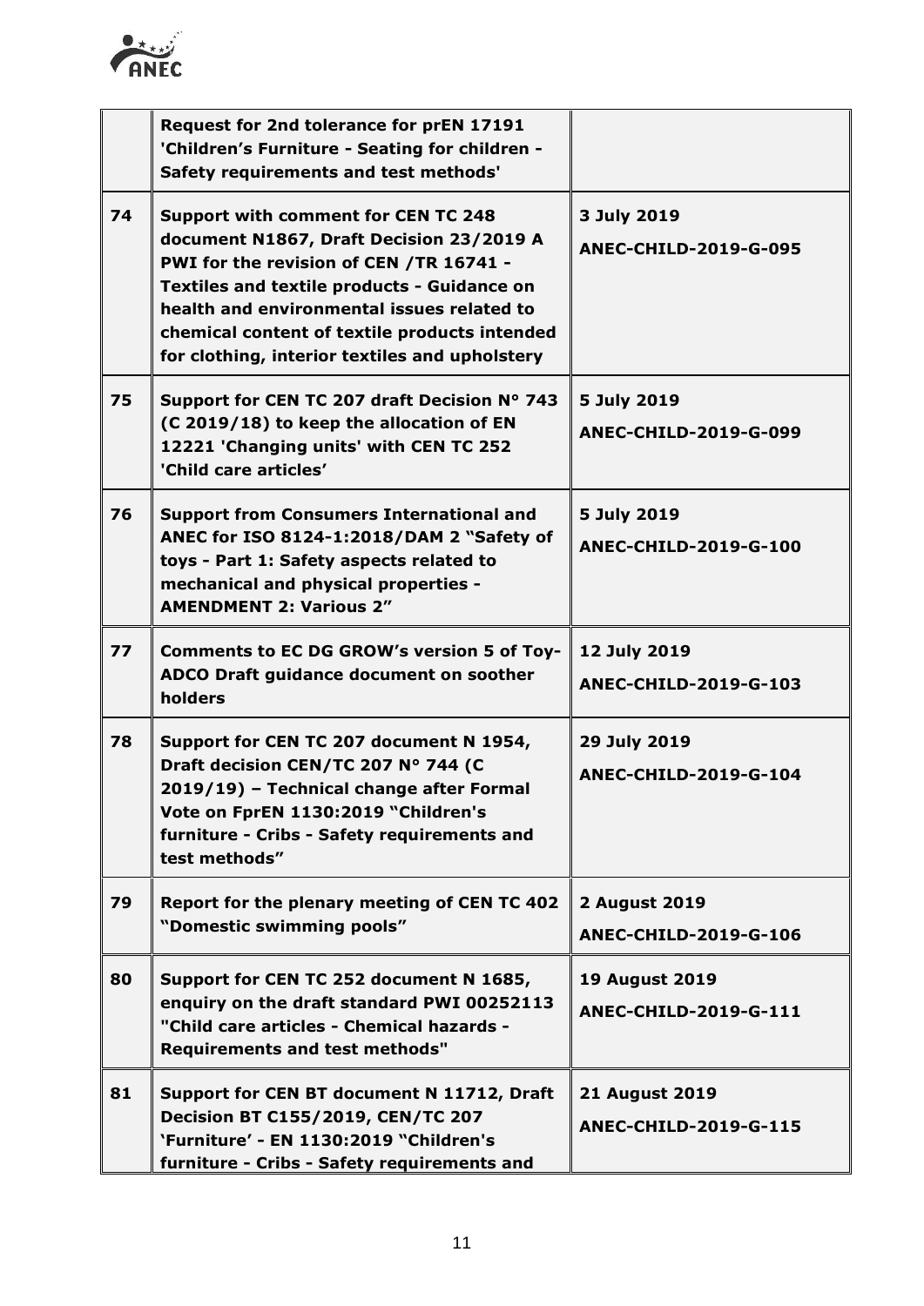| | | |
|---|---|---|
| | **Request for 2nd tolerance for prEN 17191 'Children's Furniture - Seating for children - Safety requirements and test methods'** | |
| **74** | **Support with comment for CEN TC 248 document N1867, Draft Decision 23/2019 A PWI for the revision of CEN /TR 16741 - Textiles and textile products - Guidance on health and environmental issues related to chemical content of textile products intended for clothing, interior textiles and upholstery** | **3 July 2019**<br>**ANEC-CHILD-2019-G-095** |
| **75** | **Support for CEN TC 207 draft Decision N° 743 (C 2019/18) to keep the allocation of EN 12221 'Changing units' with CEN TC 252 'Child care articles'** | **5 July 2019**<br>**ANEC-CHILD-2019-G-099** |
| **76** | **Support from Consumers International and ANEC for ISO 8124-1:2018/DAM 2 "Safety of toys - Part 1: Safety aspects related to mechanical and physical properties - AMENDMENT 2: Various 2"** | **5 July 2019**<br>**ANEC-CHILD-2019-G-100** |
| **77** | **Comments to EC DG GROW's version 5 of Toy-ADCO Draft guidance document on soother holders** | **12 July 2019**<br>**ANEC-CHILD-2019-G-103** |
| **78** | **Support for CEN TC 207 document N 1954, Draft decision CEN/TC 207 N° 744 (C 2019/19) – Technical change after Formal Vote on FprEN 1130:2019 "Children's furniture - Cribs - Safety requirements and test methods"** | **29 July 2019**<br>**ANEC-CHILD-2019-G-104** |
| **79** | **Report for the plenary meeting of CEN TC 402 "Domestic swimming pools"** | **2 August 2019**<br>**ANEC-CHILD-2019-G-106** |
| **80** | **Support for CEN TC 252 document N 1685, enquiry on the draft standard PWI 00252113 "Child care articles - Chemical hazards - Requirements and test methods"** | **19 August 2019**<br>**ANEC-CHILD-2019-G-111** |
| **81** | **Support for CEN BT document N 11712, Draft Decision BT C155/2019, CEN/TC 207 'Furniture' - EN 1130:2019 "Children's furniture - Cribs - Safety requirements and** | **21 August 2019**<br>**ANEC-CHILD-2019-G-115** |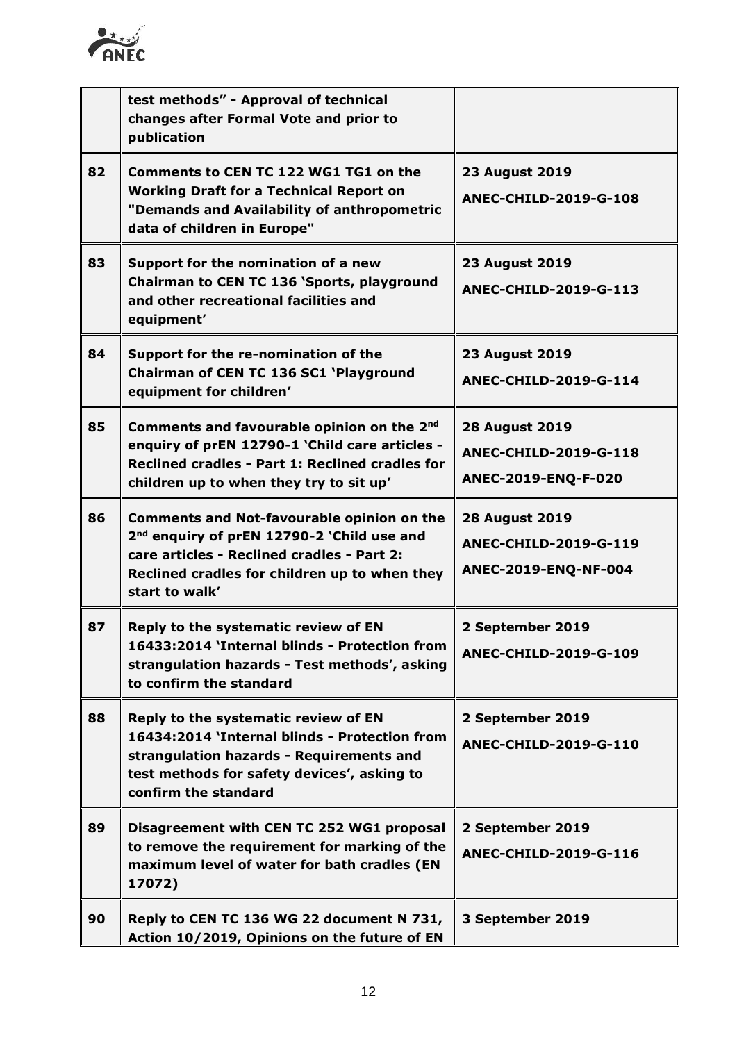| | | |
|---|---|---|
| | **test methods" - Approval of technical changes after Formal Vote and prior to publication** | |
| **82** | **Comments to CEN TC 122 WG1 TG1 on the Working Draft for a Technical Report on "Demands and Availability of anthropometric data of children in Europe"** | **23 August 2019**<br>**ANEC-CHILD-2019-G-108** |
| **83** | **Support for the nomination of a new Chairman to CEN TC 136 'Sports, playground and other recreational facilities and equipment'** | **23 August 2019**<br>**ANEC-CHILD-2019-G-113** |
| **84** | **Support for the re-nomination of the Chairman of CEN TC 136 SC1 'Playground equipment for children'** | **23 August 2019**<br>**ANEC-CHILD-2019-G-114** |
| **85** | **Comments and favourable opinion on the 2nd enquiry of prEN 12790-1 'Child care articles - Reclined cradles - Part 1: Reclined cradles for children up to when they try to sit up'** | **28 August 2019**<br>**ANEC-CHILD-2019-G-118**<br>**ANEC-2019-ENQ-F-020** |
| **86** | **Comments and Not-favourable opinion on the 2nd enquiry of prEN 12790-2 'Child use and care articles - Reclined cradles - Part 2: Reclined cradles for children up to when they start to walk'** | **28 August 2019**<br>**ANEC-CHILD-2019-G-119**<br>**ANEC-2019-ENQ-NF-004** |
| **87** | **Reply to the systematic review of EN 16433:2014 'Internal blinds - Protection from strangulation hazards - Test methods', asking to confirm the standard** | **2 September 2019**<br>**ANEC-CHILD-2019-G-109** |
| **88** | **Reply to the systematic review of EN 16434:2014 'Internal blinds - Protection from strangulation hazards - Requirements and test methods for safety devices', asking to confirm the standard** | **2 September 2019**<br>**ANEC-CHILD-2019-G-110** |
| **89** | **Disagreement with CEN TC 252 WG1 proposal to remove the requirement for marking of the maximum level of water for bath cradles (EN 17072)** | **2 September 2019**<br>**ANEC-CHILD-2019-G-116** |
| **90** | **Reply to CEN TC 136 WG 22 document N 731, Action 10/2019, Opinions on the future of EN** | **3 September 2019** |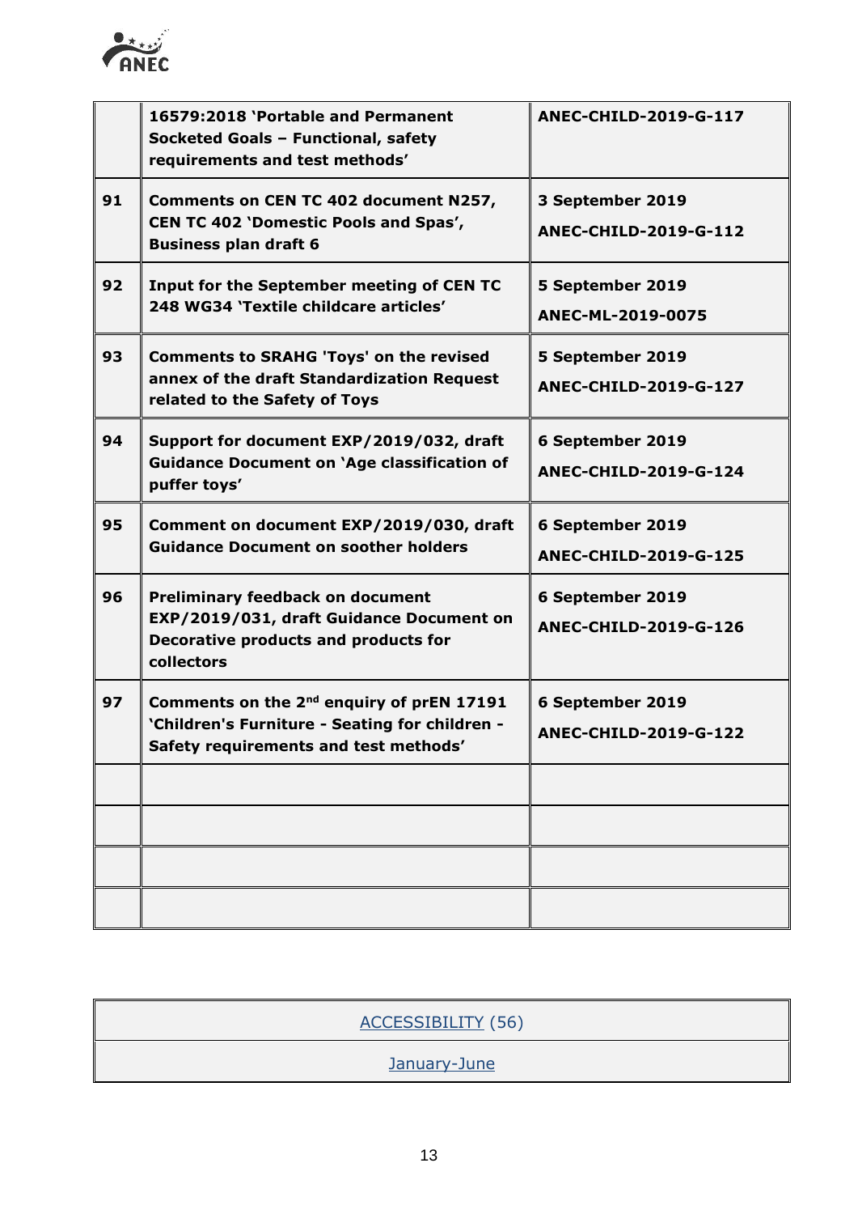| | | |
|---|---|---|
| | **16579:2018 'Portable and Permanent Socketed Goals – Functional, safety requirements and test methods'** | **ANEC-CHILD-2019-G-117** |
| **91** | **Comments on CEN TC 402 document N257, CEN TC 402 'Domestic Pools and Spas', Business plan draft 6** | **3 September 2019**<br><br>**ANEC-CHILD-2019-G-112** |
| **92** | **Input for the September meeting of CEN TC 248 WG34 'Textile childcare articles'** | **5 September 2019**<br><br>**ANEC-ML-2019-0075** |
| **93** | **Comments to SRAHG 'Toys' on the revised annex of the draft Standardization Request related to the Safety of Toys** | **5 September 2019**<br><br>**ANEC-CHILD-2019-G-127** |
| **94** | **Support for document EXP/2019/032, draft Guidance Document on 'Age classification of puffer toys'** | **6 September 2019**<br><br>**ANEC-CHILD-2019-G-124** |
| **95** | **Comment on document EXP/2019/030, draft Guidance Document on soother holders** | **6 September 2019**<br><br>**ANEC-CHILD-2019-G-125** |
| **96** | **Preliminary feedback on document EXP/2019/031, draft Guidance Document on Decorative products and products for collectors** | **6 September 2019**<br><br>**ANEC-CHILD-2019-G-126** |
| **97** | **Comments on the 2nd enquiry of prEN 17191 'Children's Furniture - Seating for children - Safety requirements and test methods'** | **6 September 2019**<br><br>**ANEC-CHILD-2019-G-122** |
| | | |
| | | |
| | | |
| | | |

| ACCESSIBILITY (56) |
|---|
| January-June |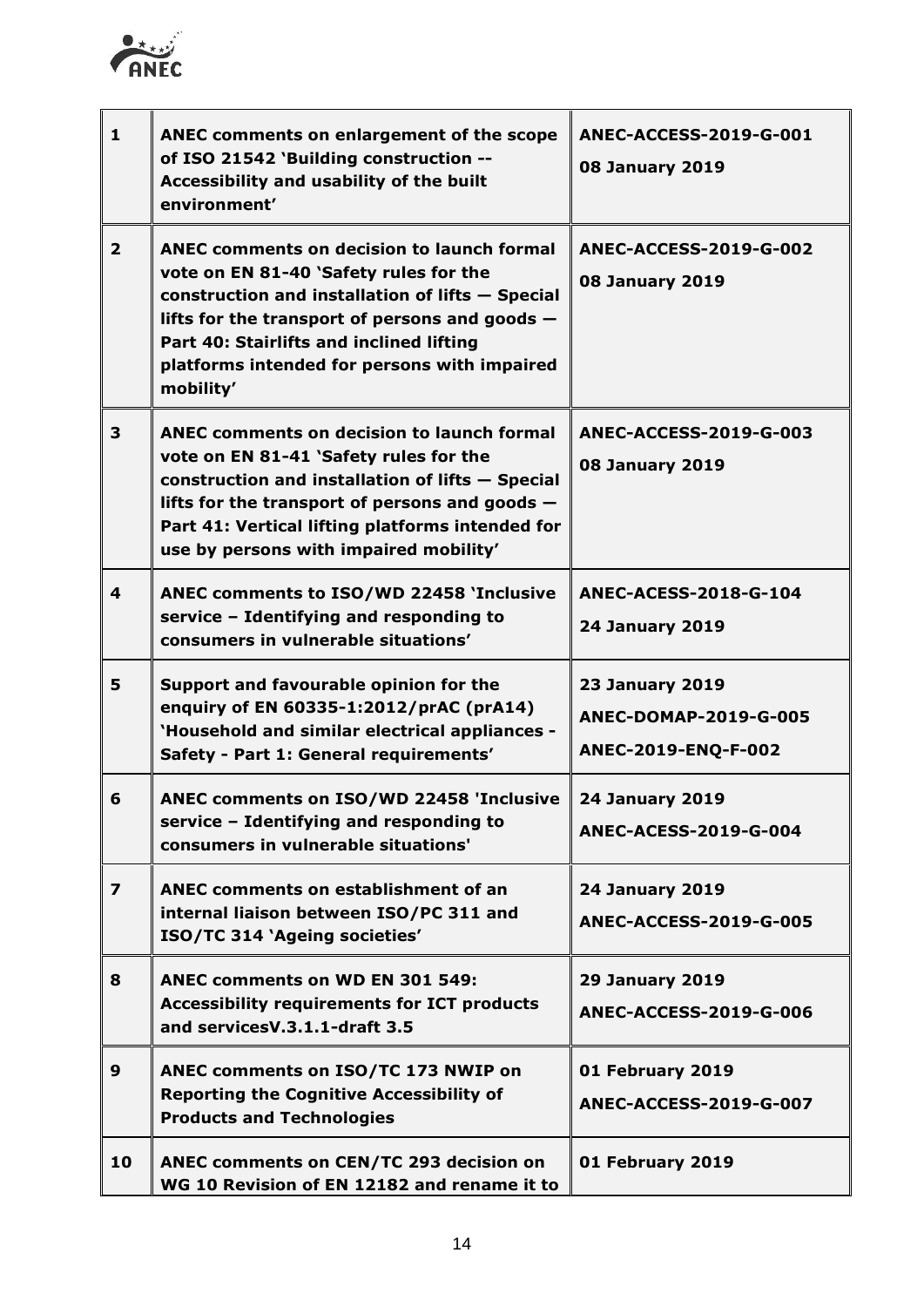| | | |
|---|---|---|
| **1** | **ANEC comments on enlargement of the scope of ISO 21542 'Building construction -- Accessibility and usability of the built environment'** | **ANEC-ACCESS-2019-G-001**<br>**08 January 2019** |
| **2** | **ANEC comments on decision to launch formal vote on EN 81-40 'Safety rules for the construction and installation of lifts — Special lifts for the transport of persons and goods — Part 40: Stairlifts and inclined lifting platforms intended for persons with impaired mobility'** | **ANEC-ACCESS-2019-G-002**<br>**08 January 2019** |
| **3** | **ANEC comments on decision to launch formal vote on EN 81-41 'Safety rules for the construction and installation of lifts — Special lifts for the transport of persons and goods — Part 41: Vertical lifting platforms intended for use by persons with impaired mobility'** | **ANEC-ACCESS-2019-G-003**<br>**08 January 2019** |
| **4** | **ANEC comments to ISO/WD 22458 'Inclusive service – Identifying and responding to consumers in vulnerable situations'** | **ANEC-ACESS-2018-G-104**<br>**24 January 2019** |
| **5** | **Support and favourable opinion for the enquiry of EN 60335-1:2012/prAC (prA14) 'Household and similar electrical appliances - Safety - Part 1: General requirements'** | **23 January 2019**<br>**ANEC-DOMAP-2019-G-005**<br>**ANEC-2019-ENQ-F-002** |
| **6** | **ANEC comments on ISO/WD 22458 'Inclusive service – Identifying and responding to consumers in vulnerable situations'** | **24 January 2019**<br>**ANEC-ACESS-2019-G-004** |
| **7** | **ANEC comments on establishment of an internal liaison between ISO/PC 311 and ISO/TC 314 'Ageing societies'** | **24 January 2019**<br>**ANEC-ACCESS-2019-G-005** |
| **8** | **ANEC comments on WD EN 301 549: Accessibility requirements for ICT products and servicesV.3.1.1-draft 3.5** | **29 January 2019**<br>**ANEC-ACCESS-2019-G-006** |
| **9** | **ANEC comments on ISO/TC 173 NWIP on Reporting the Cognitive Accessibility of Products and Technologies** | **01 February 2019**<br>**ANEC-ACCESS-2019-G-007** |
| **10** | **ANEC comments on CEN/TC 293 decision on WG 10 Revision of EN 12182 and rename it to** | **01 February 2019** |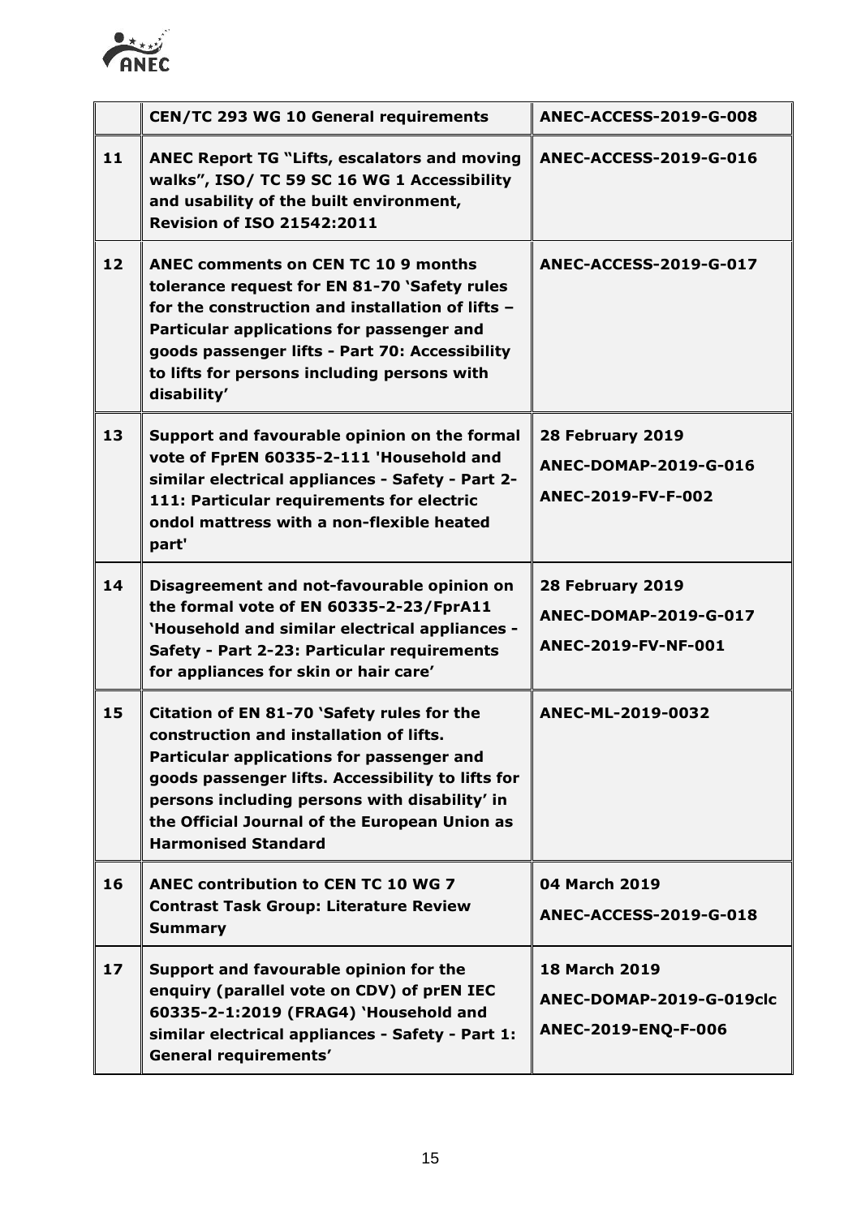| | | |
|---|---|---|
| | **CEN/TC 293 WG 10 General requirements** | **ANEC-ACCESS-2019-G-008** |
| **11** | **ANEC Report TG "Lifts, escalators and moving walks", ISO/ TC 59 SC 16 WG 1 Accessibility and usability of the built environment, Revision of ISO 21542:2011** | **ANEC-ACCESS-2019-G-016** |
| **12** | **ANEC comments on CEN TC 10 9 months tolerance request for EN 81-70 'Safety rules for the construction and installation of lifts – Particular applications for passenger and goods passenger lifts - Part 70: Accessibility to lifts for persons including persons with disability'** | **ANEC-ACCESS-2019-G-017** |
| **13** | **Support and favourable opinion on the formal vote of FprEN 60335-2-111 'Household and similar electrical appliances - Safety - Part 2-111: Particular requirements for electric ondol mattress with a non-flexible heated part'** | **28 February 2019**<br>**ANEC-DOMAP-2019-G-016**<br>**ANEC-2019-FV-F-002** |
| **14** | **Disagreement and not-favourable opinion on the formal vote of EN 60335-2-23/FprA11 'Household and similar electrical appliances - Safety - Part 2-23: Particular requirements for appliances for skin or hair care'** | **28 February 2019**<br>**ANEC-DOMAP-2019-G-017**<br>**ANEC-2019-FV-NF-001** |
| **15** | **Citation of EN 81-70 'Safety rules for the construction and installation of lifts. Particular applications for passenger and goods passenger lifts. Accessibility to lifts for persons including persons with disability' in the Official Journal of the European Union as Harmonised Standard** | **ANEC-ML-2019-0032** |
| **16** | **ANEC contribution to CEN TC 10 WG 7 Contrast Task Group: Literature Review Summary** | **04 March 2019**<br>**ANEC-ACCESS-2019-G-018** |
| **17** | **Support and favourable opinion for the enquiry (parallel vote on CDV) of prEN IEC 60335-2-1:2019 (FRAG4) 'Household and similar electrical appliances - Safety - Part 1: General requirements'** | **18 March 2019**<br>**ANEC-DOMAP-2019-G-019clc**<br>**ANEC-2019-ENQ-F-006** |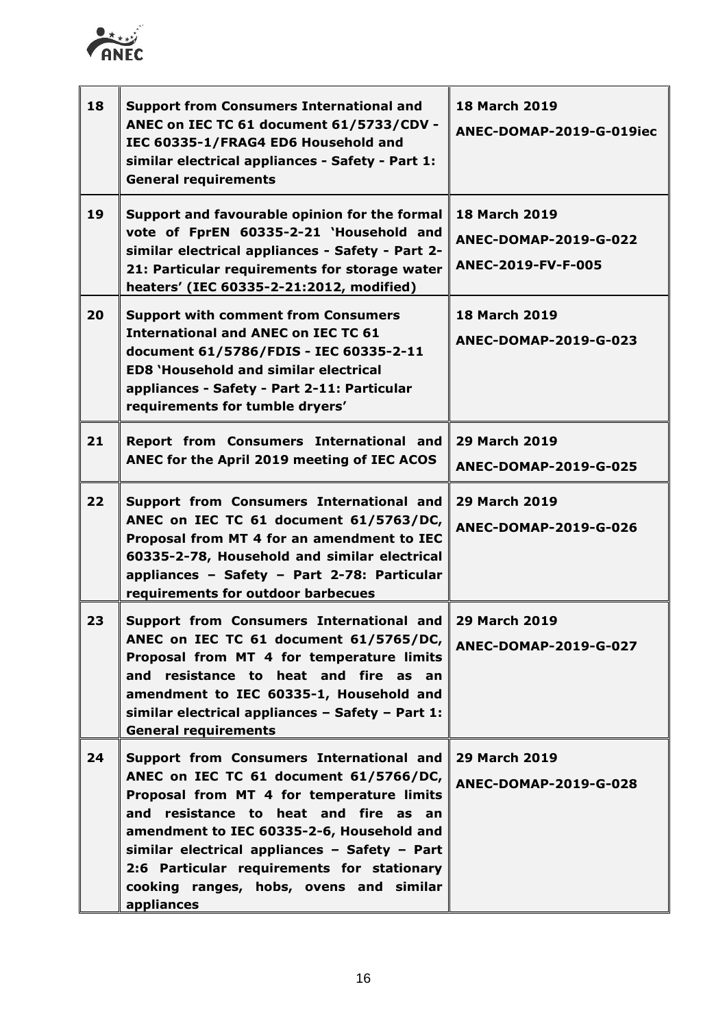| | | |
|---|---|---|
| **18** | **Support from Consumers International and ANEC on IEC TC 61 document 61/5733/CDV - IEC 60335-1/FRAG4 ED6 Household and similar electrical appliances - Safety - Part 1: General requirements** | **18 March 2019**<br>**ANEC-DOMAP-2019-G-019iec** |
| **19** | **Support and favourable opinion for the formal vote of FprEN 60335-2-21 'Household and similar electrical appliances - Safety - Part 2-21: Particular requirements for storage water heaters' (IEC 60335-2-21:2012, modified)** | **18 March 2019**<br>**ANEC-DOMAP-2019-G-022**<br>**ANEC-2019-FV-F-005** |
| **20** | **Support with comment from Consumers International and ANEC on IEC TC 61 document 61/5786/FDIS - IEC 60335-2-11 ED8 'Household and similar electrical appliances - Safety - Part 2-11: Particular requirements for tumble dryers'** | **18 March 2019**<br>**ANEC-DOMAP-2019-G-023** |
| **21** | **Report from Consumers International and ANEC for the April 2019 meeting of IEC ACOS** | **29 March 2019**<br>**ANEC-DOMAP-2019-G-025** |
| **22** | **Support from Consumers International and ANEC on IEC TC 61 document 61/5763/DC, Proposal from MT 4 for an amendment to IEC 60335-2-78, Household and similar electrical appliances – Safety – Part 2-78: Particular requirements for outdoor barbecues** | **29 March 2019**<br>**ANEC-DOMAP-2019-G-026** |
| **23** | **Support from Consumers International and ANEC on IEC TC 61 document 61/5765/DC, Proposal from MT 4 for temperature limits and resistance to heat and fire as an amendment to IEC 60335-1, Household and similar electrical appliances – Safety – Part 1: General requirements** | **29 March 2019**<br>**ANEC-DOMAP-2019-G-027** |
| **24** | **Support from Consumers International and ANEC on IEC TC 61 document 61/5766/DC, Proposal from MT 4 for temperature limits and resistance to heat and fire as an amendment to IEC 60335-2-6, Household and similar electrical appliances – Safety – Part 2:6 Particular requirements for stationary cooking ranges, hobs, ovens and similar appliances** | **29 March 2019**<br>**ANEC-DOMAP-2019-G-028** |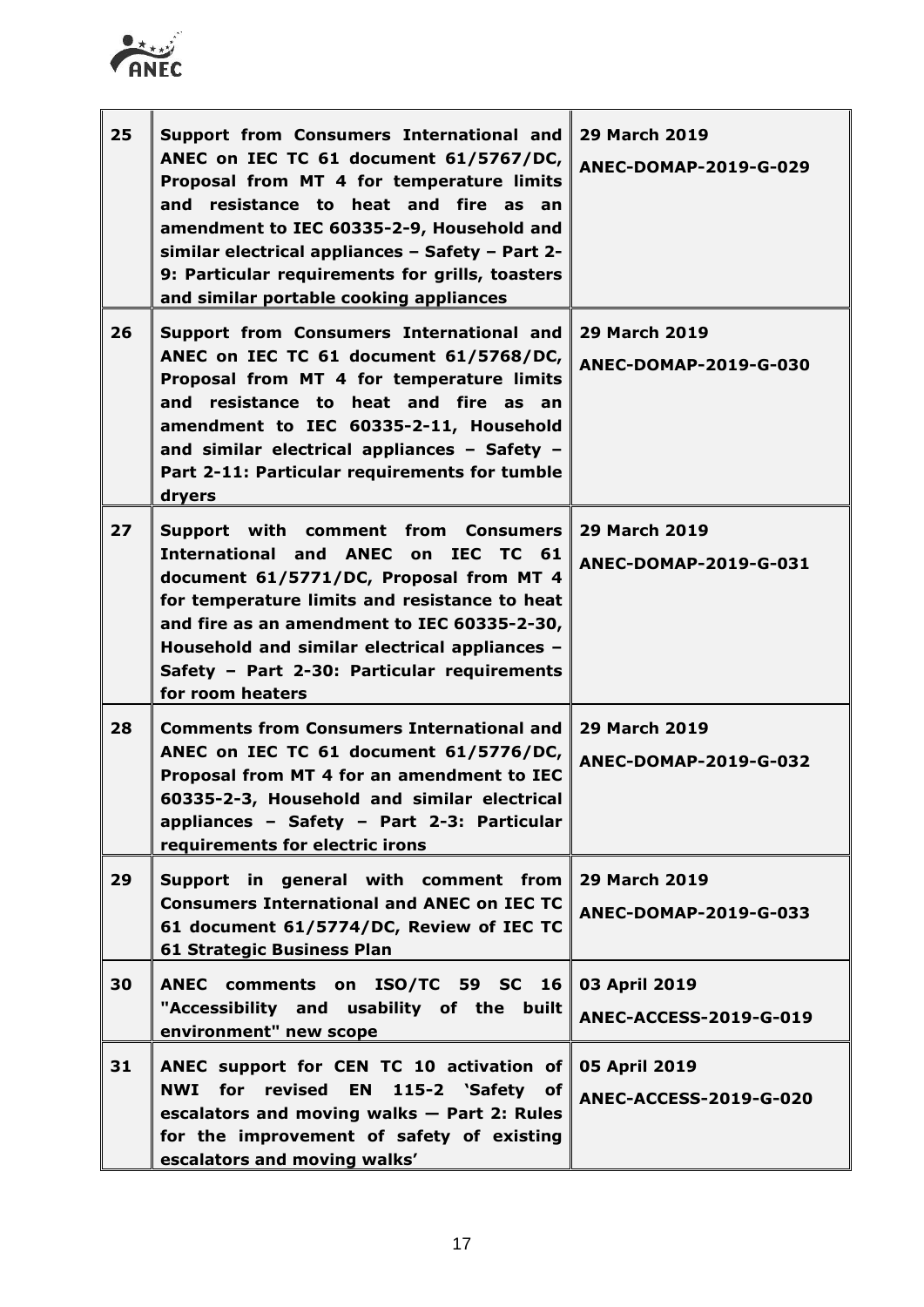| | | |
|---|---|---|
| **25** | **Support from Consumers International and ANEC on IEC TC 61 document 61/5767/DC, Proposal from MT 4 for temperature limits and resistance to heat and fire as an amendment to IEC 60335-2-9, Household and similar electrical appliances – Safety – Part 2-9: Particular requirements for grills, toasters and similar portable cooking appliances** | **29 March 2019**<br>**ANEC-DOMAP-2019-G-029** |
| **26** | **Support from Consumers International and ANEC on IEC TC 61 document 61/5768/DC, Proposal from MT 4 for temperature limits and resistance to heat and fire as an amendment to IEC 60335-2-11, Household and similar electrical appliances – Safety – Part 2-11: Particular requirements for tumble dryers** | **29 March 2019**<br>**ANEC-DOMAP-2019-G-030** |
| **27** | **Support with comment from Consumers International and ANEC on IEC TC 61 document 61/5771/DC, Proposal from MT 4 for temperature limits and resistance to heat and fire as an amendment to IEC 60335-2-30, Household and similar electrical appliances – Safety – Part 2-30: Particular requirements for room heaters** | **29 March 2019**<br>**ANEC-DOMAP-2019-G-031** |
| **28** | **Comments from Consumers International and ANEC on IEC TC 61 document 61/5776/DC, Proposal from MT 4 for an amendment to IEC 60335-2-3, Household and similar electrical appliances – Safety – Part 2-3: Particular requirements for electric irons** | **29 March 2019**<br>**ANEC-DOMAP-2019-G-032** |
| **29** | **Support in general with comment from Consumers International and ANEC on IEC TC 61 document 61/5774/DC, Review of IEC TC 61 Strategic Business Plan** | **29 March 2019**<br>**ANEC-DOMAP-2019-G-033** |
| **30** | **ANEC comments on ISO/TC 59 SC 16 "Accessibility and usability of the built environment" new scope** | **03 April 2019**<br>**ANEC-ACCESS-2019-G-019** |
| **31** | **ANEC support for CEN TC 10 activation of NWI for revised EN 115-2 'Safety of escalators and moving walks — Part 2: Rules for the improvement of safety of existing escalators and moving walks'** | **05 April 2019**<br>**ANEC-ACCESS-2019-G-020** |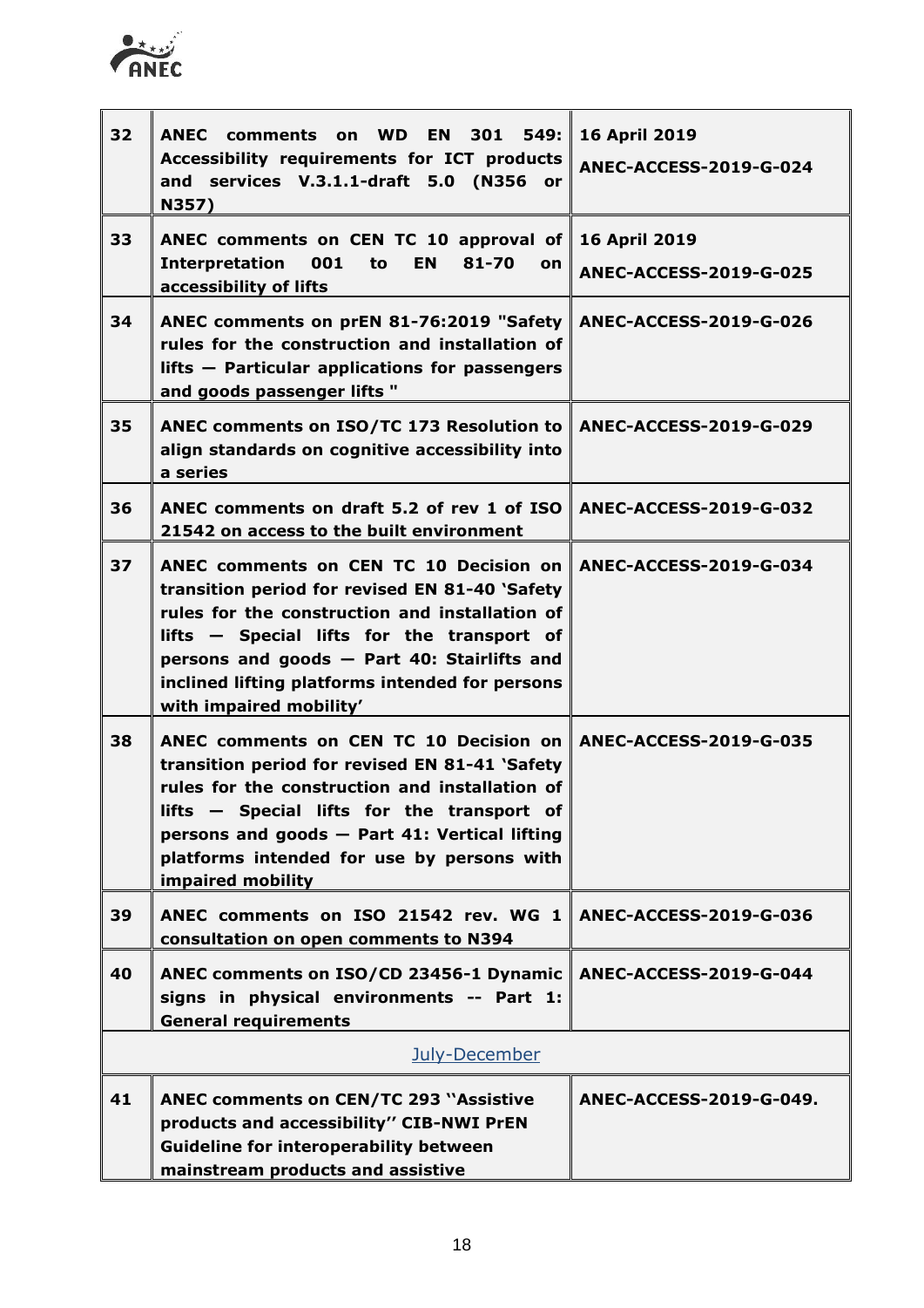| | | |
|---|---|---|
| **32** | **ANEC comments on WD EN 301 549: Accessibility requirements for ICT products and services V.3.1.1-draft 5.0 (N356 or N357)** | **16 April 2019**<br>**ANEC-ACCESS-2019-G-024** |
| **33** | **ANEC comments on CEN TC 10 approval of Interpretation 001 to EN 81-70 on accessibility of lifts** | **16 April 2019**<br>**ANEC-ACCESS-2019-G-025** |
| **34** | **ANEC comments on prEN 81-76:2019 "Safety rules for the construction and installation of lifts — Particular applications for passengers and goods passenger lifts "** | **ANEC-ACCESS-2019-G-026** |
| **35** | **ANEC comments on ISO/TC 173 Resolution to align standards on cognitive accessibility into a series** | **ANEC-ACCESS-2019-G-029** |
| **36** | **ANEC comments on draft 5.2 of rev 1 of ISO 21542 on access to the built environment** | **ANEC-ACCESS-2019-G-032** |
| **37** | **ANEC comments on CEN TC 10 Decision on transition period for revised EN 81-40 'Safety rules for the construction and installation of lifts — Special lifts for the transport of persons and goods — Part 40: Stairlifts and inclined lifting platforms intended for persons with impaired mobility'** | **ANEC-ACCESS-2019-G-034** |
| **38** | **ANEC comments on CEN TC 10 Decision on transition period for revised EN 81-41 'Safety rules for the construction and installation of lifts — Special lifts for the transport of persons and goods — Part 41: Vertical lifting platforms intended for use by persons with impaired mobility** | **ANEC-ACCESS-2019-G-035** |
| **39** | **ANEC comments on ISO 21542 rev. WG 1 consultation on open comments to N394** | **ANEC-ACCESS-2019-G-036** |
| **40** | **ANEC comments on ISO/CD 23456-1 Dynamic signs in physical environments -- Part 1: General requirements** | **ANEC-ACCESS-2019-G-044** |
| | July-December | |
| **41** | **ANEC comments on CEN/TC 293 ''Assistive products and accessibility'' CIB-NWI PrEN Guideline for interoperability between mainstream products and assistive** | **ANEC-ACCESS-2019-G-049.** |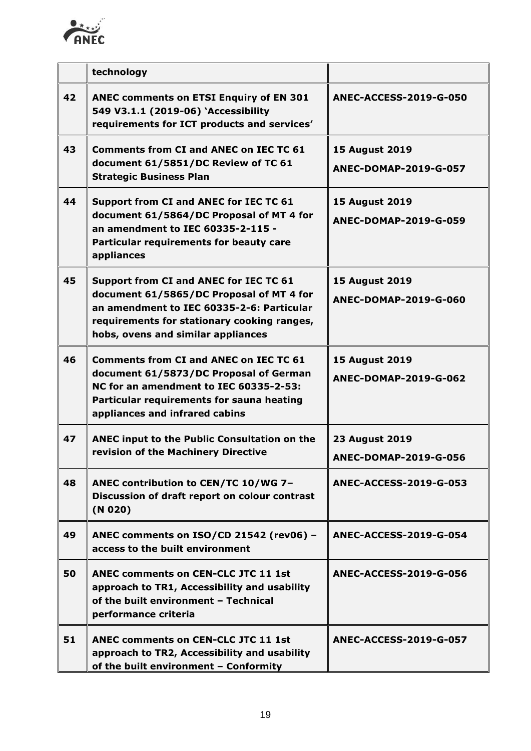|  | **technology** |  |
|---|---|---|
| **42** | **ANEC comments on ETSI Enquiry of EN 301 549 V3.1.1 (2019-06) 'Accessibility requirements for ICT products and services'** | **ANEC-ACCESS-2019-G-050** |
| **43** | **Comments from CI and ANEC on IEC TC 61 document 61/5851/DC Review of TC 61 Strategic Business Plan** | **15 August 2019**<br>**ANEC-DOMAP-2019-G-057** |
| **44** | **Support from CI and ANEC for IEC TC 61 document 61/5864/DC Proposal of MT 4 for an amendment to IEC 60335-2-115 - Particular requirements for beauty care appliances** | **15 August 2019**<br>**ANEC-DOMAP-2019-G-059** |
| **45** | **Support from CI and ANEC for IEC TC 61 document 61/5865/DC Proposal of MT 4 for an amendment to IEC 60335-2-6: Particular requirements for stationary cooking ranges, hobs, ovens and similar appliances** | **15 August 2019**<br>**ANEC-DOMAP-2019-G-060** |
| **46** | **Comments from CI and ANEC on IEC TC 61 document 61/5873/DC Proposal of German NC for an amendment to IEC 60335-2-53: Particular requirements for sauna heating appliances and infrared cabins** | **15 August 2019**<br>**ANEC-DOMAP-2019-G-062** |
| **47** | **ANEC input to the Public Consultation on the revision of the Machinery Directive** | **23 August 2019**<br>**ANEC-DOMAP-2019-G-056** |
| **48** | **ANEC contribution to CEN/TC 10/WG 7– Discussion of draft report on colour contrast (N 020)** | **ANEC-ACCESS-2019-G-053** |
| **49** | **ANEC comments on ISO/CD 21542 (rev06) – access to the built environment** | **ANEC-ACCESS-2019-G-054** |
| **50** | **ANEC comments on CEN-CLC JTC 11 1st approach to TR1, Accessibility and usability of the built environment – Technical performance criteria** | **ANEC-ACCESS-2019-G-056** |
| **51** | **ANEC comments on CEN-CLC JTC 11 1st approach to TR2, Accessibility and usability of the built environment – Conformity** | **ANEC-ACCESS-2019-G-057** |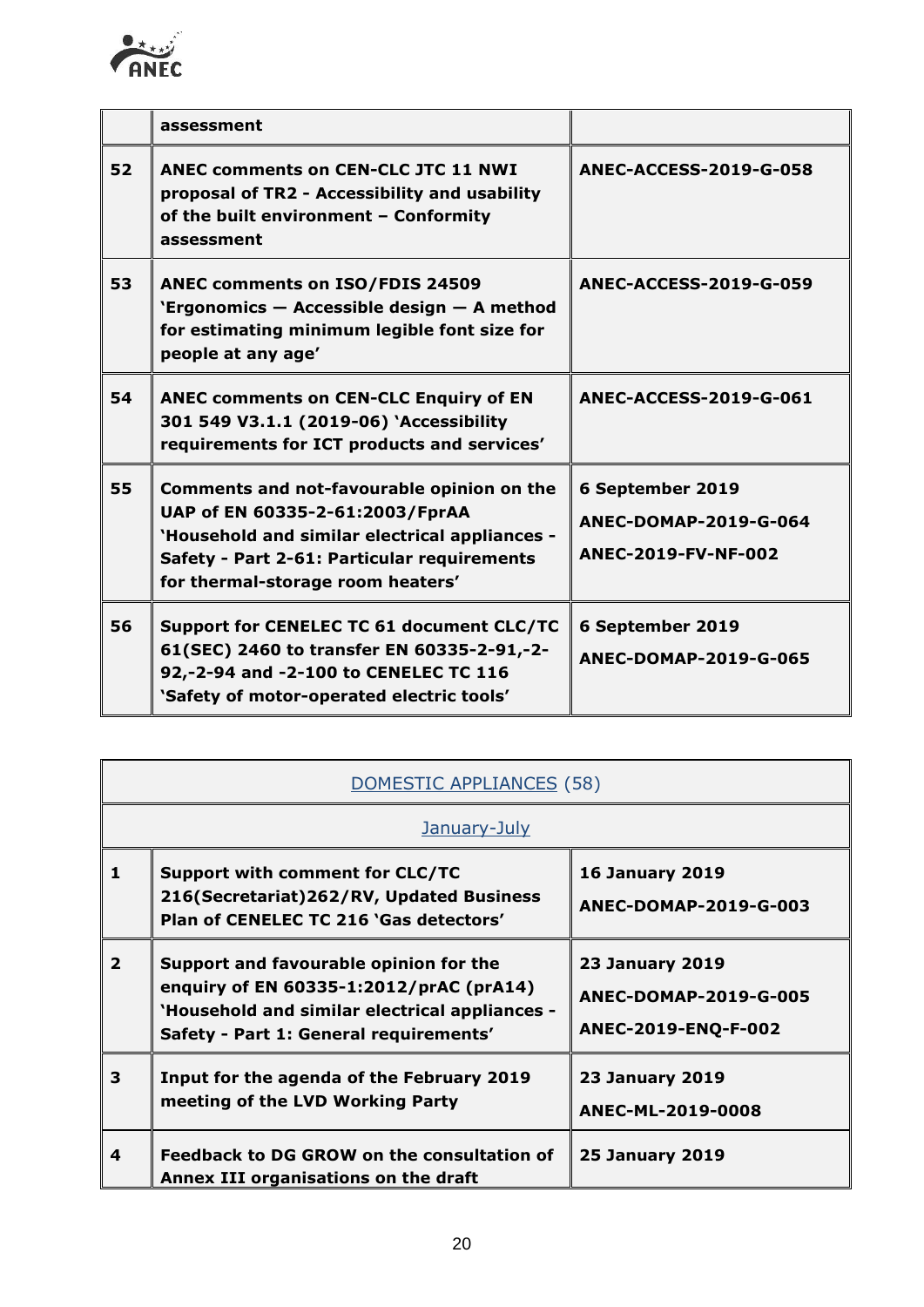| | | |
|---|---|---|
| | **assessment** | |
| **52** | **ANEC comments on CEN-CLC JTC 11 NWI proposal of TR2 - Accessibility and usability of the built environment – Conformity assessment** | **ANEC-ACCESS-2019-G-058** |
| **53** | **ANEC comments on ISO/FDIS 24509 'Ergonomics — Accessible design — A method for estimating minimum legible font size for people at any age'** | **ANEC-ACCESS-2019-G-059** |
| **54** | **ANEC comments on CEN-CLC Enquiry of EN 301 549 V3.1.1 (2019-06) 'Accessibility requirements for ICT products and services'** | **ANEC-ACCESS-2019-G-061** |
| **55** | **Comments and not-favourable opinion on the UAP of EN 60335-2-61:2003/FprAA 'Household and similar electrical appliances - Safety - Part 2-61: Particular requirements for thermal-storage room heaters'** | **6 September 2019**<br>**ANEC-DOMAP-2019-G-064**<br>**ANEC-2019-FV-NF-002** |
| **56** | **Support for CENELEC TC 61 document CLC/TC 61(SEC) 2460 to transfer EN 60335-2-91,-2-92,-2-94 and -2-100 to CENELEC TC 116 'Safety of motor-operated electric tools'** | **6 September 2019**<br>**ANEC-DOMAP-2019-G-065** |

| DOMESTIC APPLIANCES (58) | | |
|---|---|---|
| January-July | | |
| **1** | **Support with comment for CLC/TC 216(Secretariat)262/RV, Updated Business Plan of CENELEC TC 216 'Gas detectors'** | **16 January 2019**<br>**ANEC-DOMAP-2019-G-003** |
| **2** | **Support and favourable opinion for the enquiry of EN 60335-1:2012/prAC (prA14) 'Household and similar electrical appliances - Safety - Part 1: General requirements'** | **23 January 2019**<br>**ANEC-DOMAP-2019-G-005**<br>**ANEC-2019-ENQ-F-002** |
| **3** | **Input for the agenda of the February 2019 meeting of the LVD Working Party** | **23 January 2019**<br>**ANEC-ML-2019-0008** |
| **4** | **Feedback to DG GROW on the consultation of Annex III organisations on the draft** | **25 January 2019** |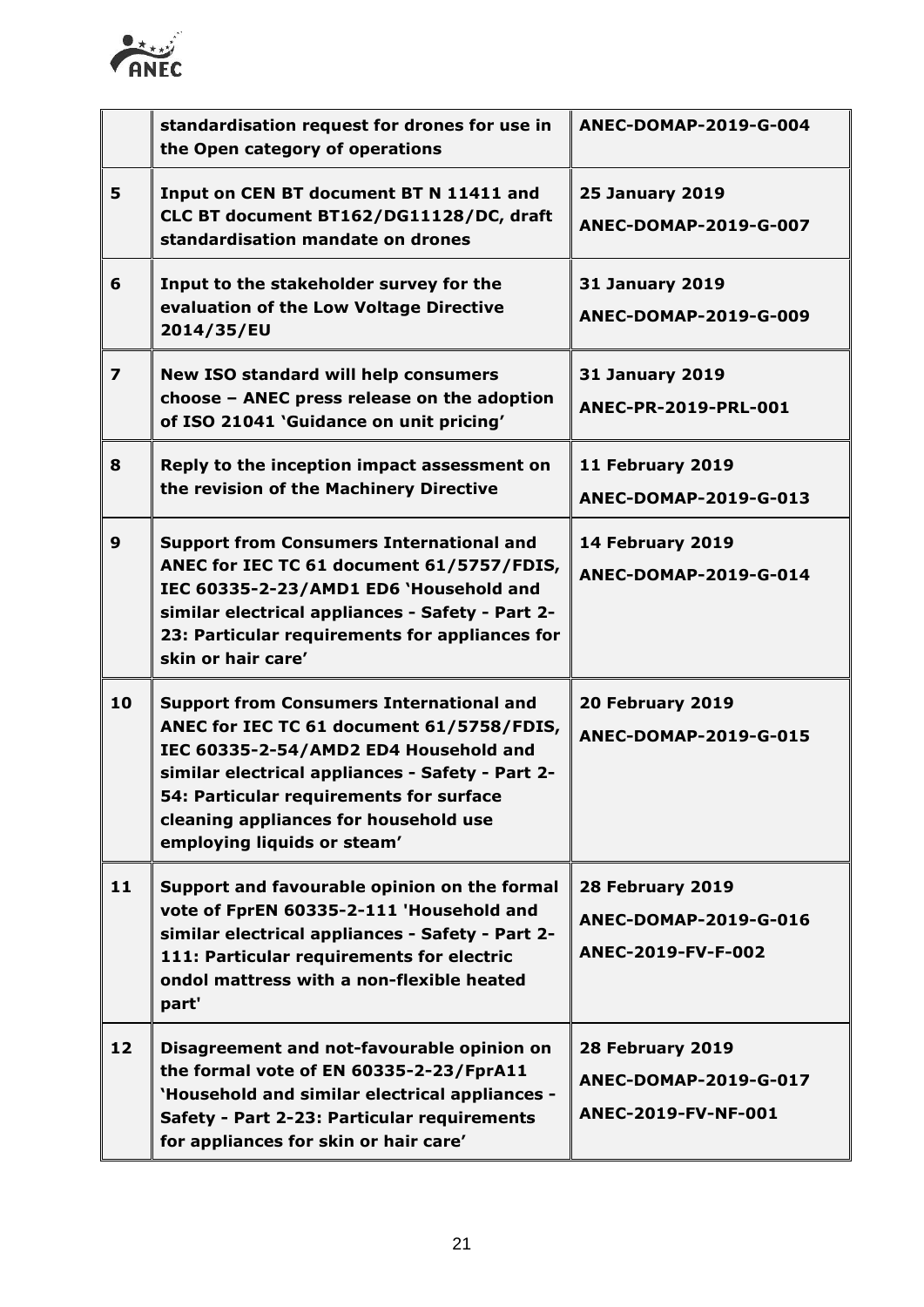| | | |
|---|---|---|
| | **standardisation request for drones for use in the Open category of operations** | **ANEC-DOMAP-2019-G-004** |
| **5** | **Input on CEN BT document BT N 11411 and CLC BT document BT162/DG11128/DC, draft standardisation mandate on drones** | **25 January 2019**<br>**ANEC-DOMAP-2019-G-007** |
| **6** | **Input to the stakeholder survey for the evaluation of the Low Voltage Directive 2014/35/EU** | **31 January 2019**<br>**ANEC-DOMAP-2019-G-009** |
| **7** | **New ISO standard will help consumers choose – ANEC press release on the adoption of ISO 21041 'Guidance on unit pricing'** | **31 January 2019**<br>**ANEC-PR-2019-PRL-001** |
| **8** | **Reply to the inception impact assessment on the revision of the Machinery Directive** | **11 February 2019**<br>**ANEC-DOMAP-2019-G-013** |
| **9** | **Support from Consumers International and ANEC for IEC TC 61 document 61/5757/FDIS, IEC 60335-2-23/AMD1 ED6 'Household and similar electrical appliances - Safety - Part 2-23: Particular requirements for appliances for skin or hair care'** | **14 February 2019**<br>**ANEC-DOMAP-2019-G-014** |
| **10** | **Support from Consumers International and ANEC for IEC TC 61 document 61/5758/FDIS, IEC 60335-2-54/AMD2 ED4 Household and similar electrical appliances - Safety - Part 2-54: Particular requirements for surface cleaning appliances for household use employing liquids or steam'** | **20 February 2019**<br>**ANEC-DOMAP-2019-G-015** |
| **11** | **Support and favourable opinion on the formal vote of FprEN 60335-2-111 'Household and similar electrical appliances - Safety - Part 2-111: Particular requirements for electric ondol mattress with a non-flexible heated part'** | **28 February 2019**<br>**ANEC-DOMAP-2019-G-016**<br>**ANEC-2019-FV-F-002** |
| **12** | **Disagreement and not-favourable opinion on the formal vote of EN 60335-2-23/FprA11 'Household and similar electrical appliances - Safety - Part 2-23: Particular requirements for appliances for skin or hair care'** | **28 February 2019**<br>**ANEC-DOMAP-2019-G-017**<br>**ANEC-2019-FV-NF-001** |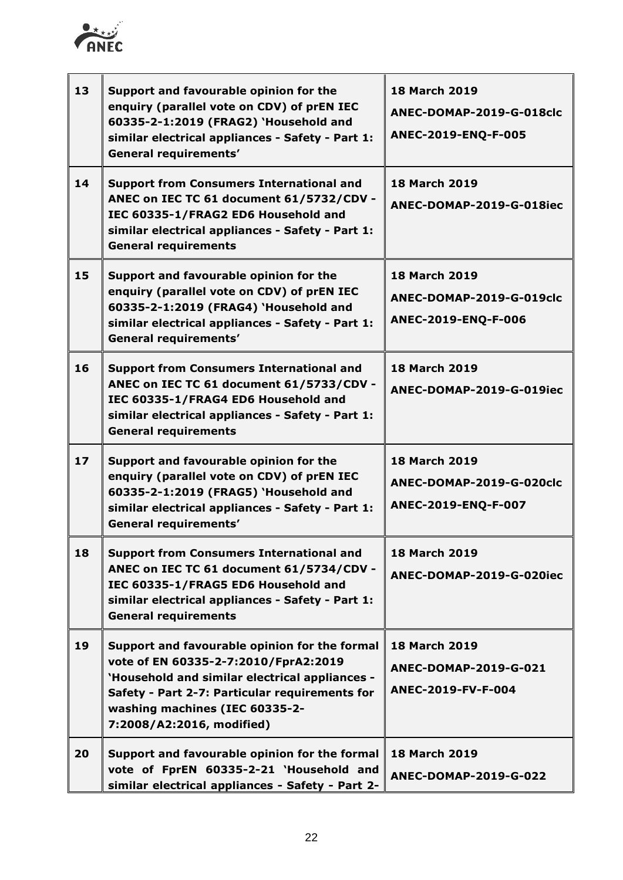| | | |
|---|---|---|
| **13** | **Support and favourable opinion for the enquiry (parallel vote on CDV) of prEN IEC 60335-2-1:2019 (FRAG2) 'Household and similar electrical appliances - Safety - Part 1: General requirements'** | **18 March 2019**<br>**ANEC-DOMAP-2019-G-018clc**<br>**ANEC-2019-ENQ-F-005** |
| **14** | **Support from Consumers International and ANEC on IEC TC 61 document 61/5732/CDV - IEC 60335-1/FRAG2 ED6 Household and similar electrical appliances - Safety - Part 1: General requirements** | **18 March 2019**<br>**ANEC-DOMAP-2019-G-018iec** |
| **15** | **Support and favourable opinion for the enquiry (parallel vote on CDV) of prEN IEC 60335-2-1:2019 (FRAG4) 'Household and similar electrical appliances - Safety - Part 1: General requirements'** | **18 March 2019**<br>**ANEC-DOMAP-2019-G-019clc**<br>**ANEC-2019-ENQ-F-006** |
| **16** | **Support from Consumers International and ANEC on IEC TC 61 document 61/5733/CDV - IEC 60335-1/FRAG4 ED6 Household and similar electrical appliances - Safety - Part 1: General requirements** | **18 March 2019**<br>**ANEC-DOMAP-2019-G-019iec** |
| **17** | **Support and favourable opinion for the enquiry (parallel vote on CDV) of prEN IEC 60335-2-1:2019 (FRAG5) 'Household and similar electrical appliances - Safety - Part 1: General requirements'** | **18 March 2019**<br>**ANEC-DOMAP-2019-G-020clc**<br>**ANEC-2019-ENQ-F-007** |
| **18** | **Support from Consumers International and ANEC on IEC TC 61 document 61/5734/CDV - IEC 60335-1/FRAG5 ED6 Household and similar electrical appliances - Safety - Part 1: General requirements** | **18 March 2019**<br>**ANEC-DOMAP-2019-G-020iec** |
| **19** | **Support and favourable opinion for the formal vote of EN 60335-2-7:2010/FprA2:2019 'Household and similar electrical appliances - Safety - Part 2-7: Particular requirements for washing machines (IEC 60335-2-7:2008/A2:2016, modified)** | **18 March 2019**<br>**ANEC-DOMAP-2019-G-021**<br>**ANEC-2019-FV-F-004** |
| **20** | **Support and favourable opinion for the formal vote of FprEN 60335-2-21 'Household and similar electrical appliances - Safety - Part 2-** | **18 March 2019**<br>**ANEC-DOMAP-2019-G-022** |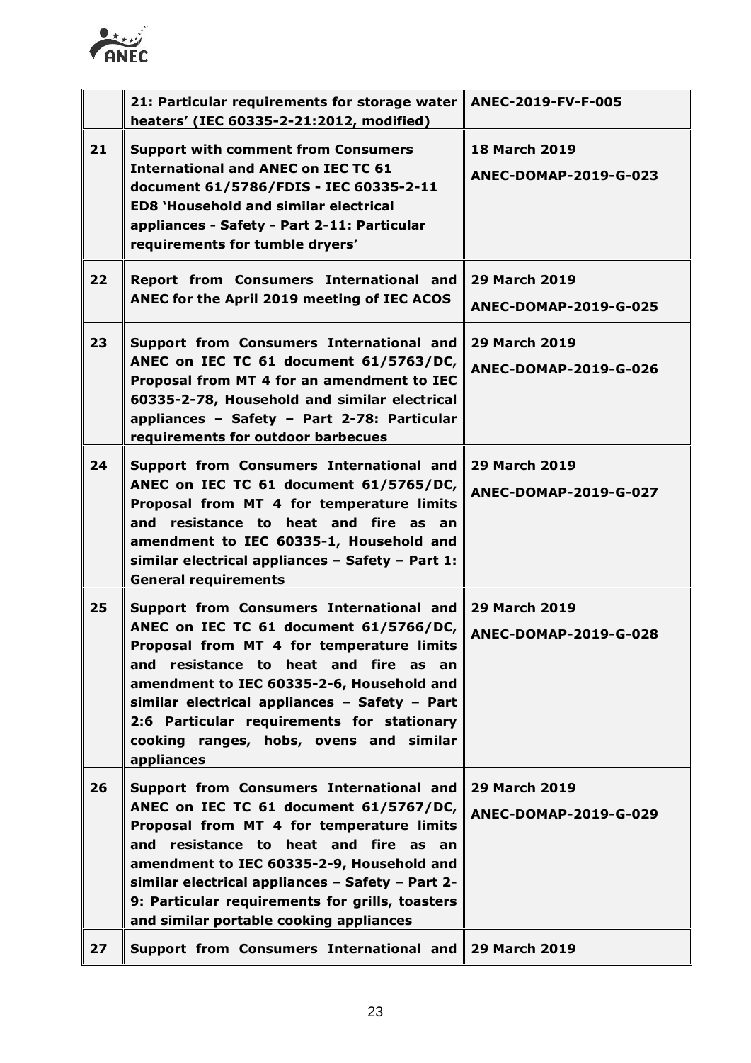| | | |
|---|---|---|
| | **21: Particular requirements for storage water heaters' (IEC 60335-2-21:2012, modified)** | **ANEC-2019-FV-F-005** |
| **21** | **Support with comment from Consumers International and ANEC on IEC TC 61 document 61/5786/FDIS - IEC 60335-2-11 ED8 'Household and similar electrical appliances - Safety - Part 2-11: Particular requirements for tumble dryers'** | **18 March 2019**<br>**ANEC-DOMAP-2019-G-023** |
| **22** | **Report from Consumers International and ANEC for the April 2019 meeting of IEC ACOS** | **29 March 2019**<br>**ANEC-DOMAP-2019-G-025** |
| **23** | **Support from Consumers International and ANEC on IEC TC 61 document 61/5763/DC, Proposal from MT 4 for an amendment to IEC 60335-2-78, Household and similar electrical appliances – Safety – Part 2-78: Particular requirements for outdoor barbecues** | **29 March 2019**<br>**ANEC-DOMAP-2019-G-026** |
| **24** | **Support from Consumers International and ANEC on IEC TC 61 document 61/5765/DC, Proposal from MT 4 for temperature limits and resistance to heat and fire as an amendment to IEC 60335-1, Household and similar electrical appliances – Safety – Part 1: General requirements** | **29 March 2019**<br>**ANEC-DOMAP-2019-G-027** |
| **25** | **Support from Consumers International and ANEC on IEC TC 61 document 61/5766/DC, Proposal from MT 4 for temperature limits and resistance to heat and fire as an amendment to IEC 60335-2-6, Household and similar electrical appliances – Safety – Part 2:6 Particular requirements for stationary cooking ranges, hobs, ovens and similar appliances** | **29 March 2019**<br>**ANEC-DOMAP-2019-G-028** |
| **26** | **Support from Consumers International and ANEC on IEC TC 61 document 61/5767/DC, Proposal from MT 4 for temperature limits and resistance to heat and fire as an amendment to IEC 60335-2-9, Household and similar electrical appliances – Safety – Part 2-9: Particular requirements for grills, toasters and similar portable cooking appliances** | **29 March 2019**<br>**ANEC-DOMAP-2019-G-029** |
| **27** | **Support from Consumers International and** | **29 March 2019** |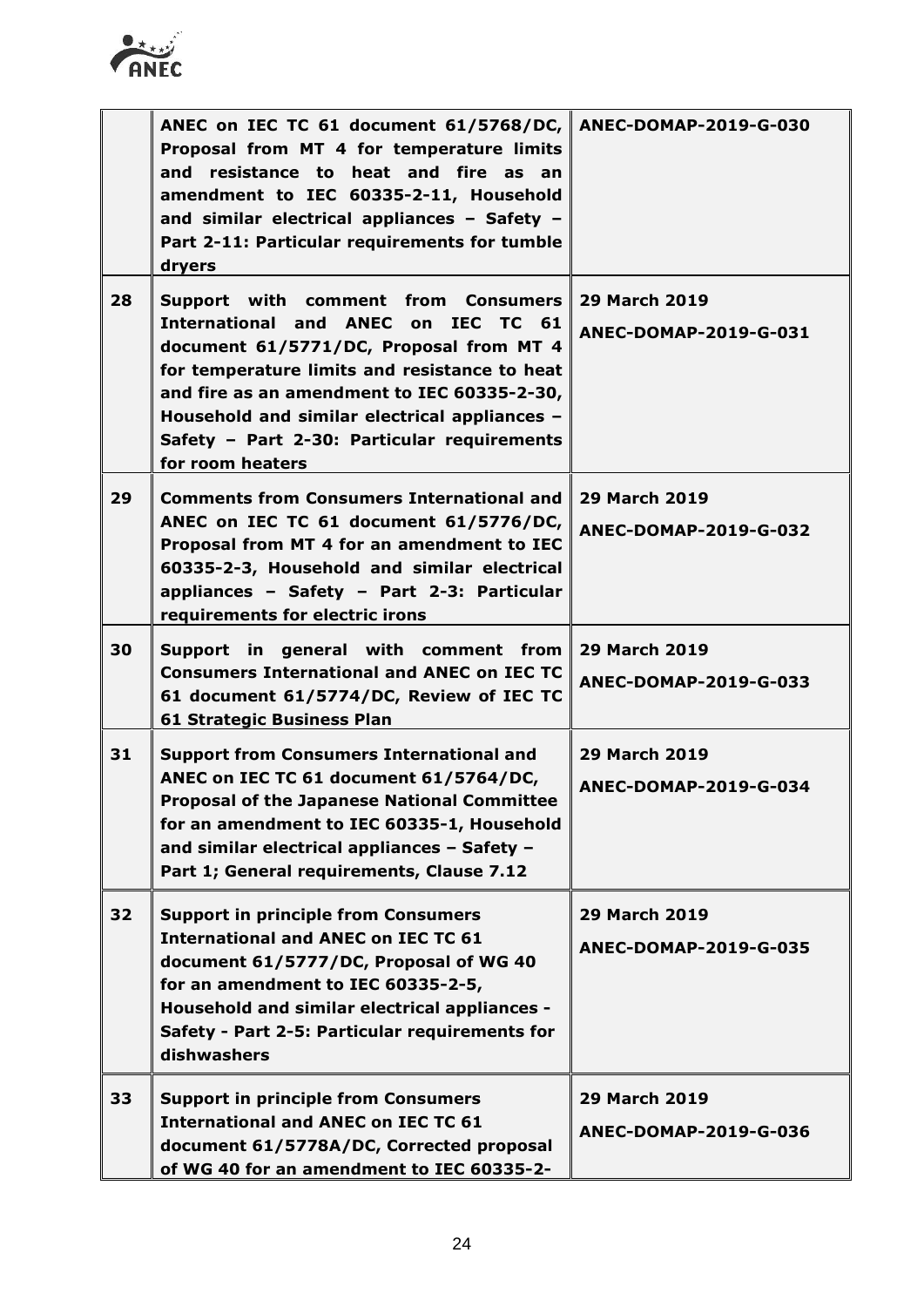| | | |
|---|---|---|
| | **ANEC on IEC TC 61 document 61/5768/DC, Proposal from MT 4 for temperature limits and resistance to heat and fire as an amendment to IEC 60335-2-11, Household and similar electrical appliances – Safety – Part 2-11: Particular requirements for tumble dryers** | **ANEC-DOMAP-2019-G-030** |
| **28** | **Support with comment from Consumers International and ANEC on IEC TC 61 document 61/5771/DC, Proposal from MT 4 for temperature limits and resistance to heat and fire as an amendment to IEC 60335-2-30, Household and similar electrical appliances – Safety – Part 2-30: Particular requirements for room heaters** | **29 March 2019**<br>**ANEC-DOMAP-2019-G-031** |
| **29** | **Comments from Consumers International and ANEC on IEC TC 61 document 61/5776/DC, Proposal from MT 4 for an amendment to IEC 60335-2-3, Household and similar electrical appliances – Safety – Part 2-3: Particular requirements for electric irons** | **29 March 2019**<br>**ANEC-DOMAP-2019-G-032** |
| **30** | **Support in general with comment from Consumers International and ANEC on IEC TC 61 document 61/5774/DC, Review of IEC TC 61 Strategic Business Plan** | **29 March 2019**<br>**ANEC-DOMAP-2019-G-033** |
| **31** | **Support from Consumers International and ANEC on IEC TC 61 document 61/5764/DC, Proposal of the Japanese National Committee for an amendment to IEC 60335-1, Household and similar electrical appliances – Safety – Part 1; General requirements, Clause 7.12** | **29 March 2019**<br>**ANEC-DOMAP-2019-G-034** |
| **32** | **Support in principle from Consumers International and ANEC on IEC TC 61 document 61/5777/DC, Proposal of WG 40 for an amendment to IEC 60335-2-5, Household and similar electrical appliances - Safety - Part 2-5: Particular requirements for dishwashers** | **29 March 2019**<br>**ANEC-DOMAP-2019-G-035** |
| **33** | **Support in principle from Consumers International and ANEC on IEC TC 61 document 61/5778A/DC, Corrected proposal of WG 40 for an amendment to IEC 60335-2-** | **29 March 2019**<br>**ANEC-DOMAP-2019-G-036** |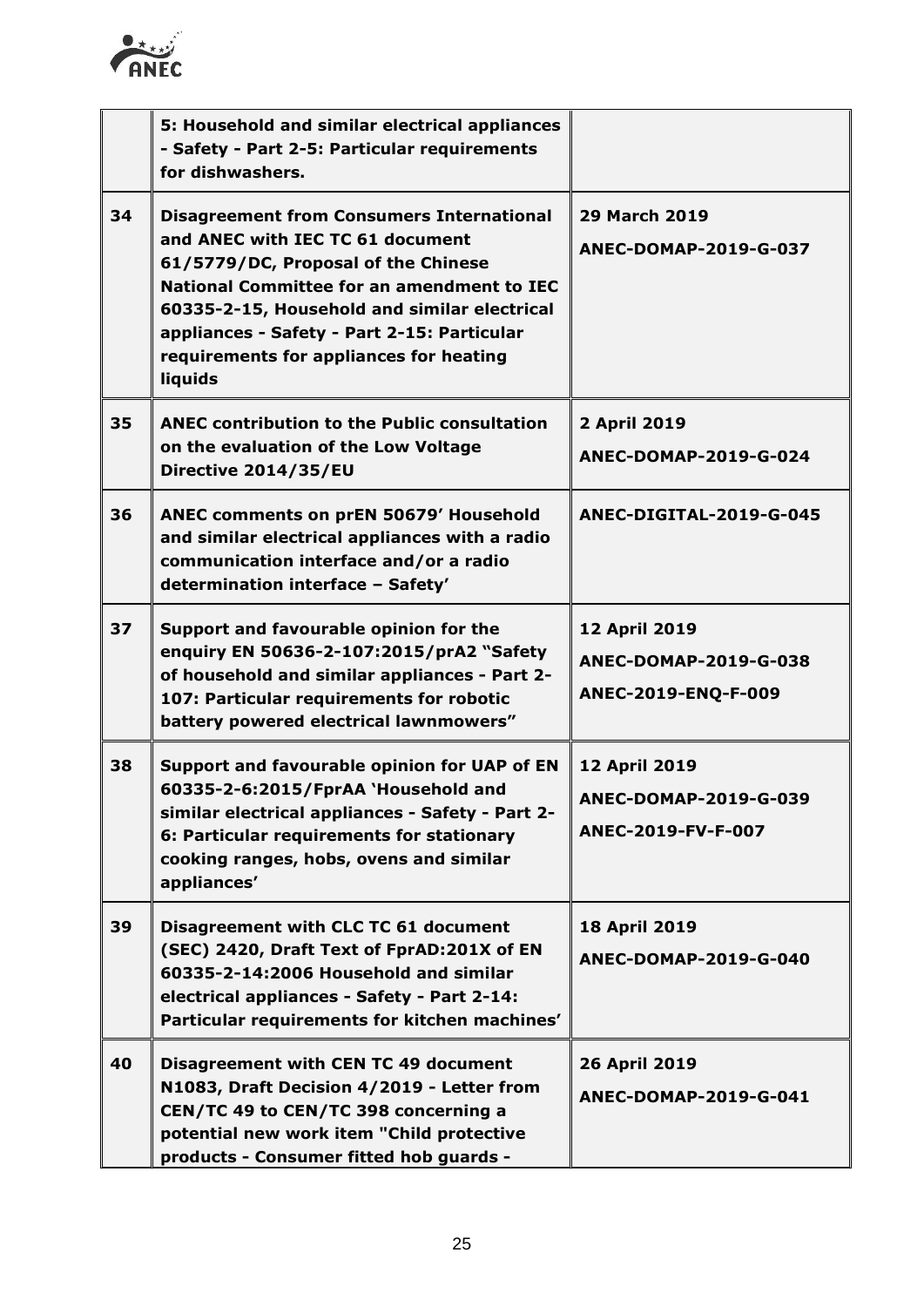| | | |
|---|---|---|
| | **5: Household and similar electrical appliances - Safety - Part 2-5: Particular requirements for dishwashers.** | |
| **34** | **Disagreement from Consumers International and ANEC with IEC TC 61 document 61/5779/DC, Proposal of the Chinese National Committee for an amendment to IEC 60335-2-15, Household and similar electrical appliances - Safety - Part 2-15: Particular requirements for appliances for heating liquids** | **29 March 2019**<br>**ANEC-DOMAP-2019-G-037** |
| **35** | **ANEC contribution to the Public consultation on the evaluation of the Low Voltage Directive 2014/35/EU** | **2 April 2019**<br>**ANEC-DOMAP-2019-G-024** |
| **36** | **ANEC comments on prEN 50679' Household and similar electrical appliances with a radio communication interface and/or a radio determination interface – Safety'** | **ANEC-DIGITAL-2019-G-045** |
| **37** | **Support and favourable opinion for the enquiry EN 50636-2-107:2015/prA2 "Safety of household and similar appliances - Part 2-107: Particular requirements for robotic battery powered electrical lawnmowers"** | **12 April 2019**<br>**ANEC-DOMAP-2019-G-038**<br>**ANEC-2019-ENQ-F-009** |
| **38** | **Support and favourable opinion for UAP of EN 60335-2-6:2015/FprAA 'Household and similar electrical appliances - Safety - Part 2-6: Particular requirements for stationary cooking ranges, hobs, ovens and similar appliances'** | **12 April 2019**<br>**ANEC-DOMAP-2019-G-039**<br>**ANEC-2019-FV-F-007** |
| **39** | **Disagreement with CLC TC 61 document (SEC) 2420, Draft Text of FprAD:201X of EN 60335-2-14:2006 Household and similar electrical appliances - Safety - Part 2-14: Particular requirements for kitchen machines'** | **18 April 2019**<br>**ANEC-DOMAP-2019-G-040** |
| **40** | **Disagreement with CEN TC 49 document N1083, Draft Decision 4/2019 - Letter from CEN/TC 49 to CEN/TC 398 concerning a potential new work item "Child protective products - Consumer fitted hob guards -** | **26 April 2019**<br>**ANEC-DOMAP-2019-G-041** |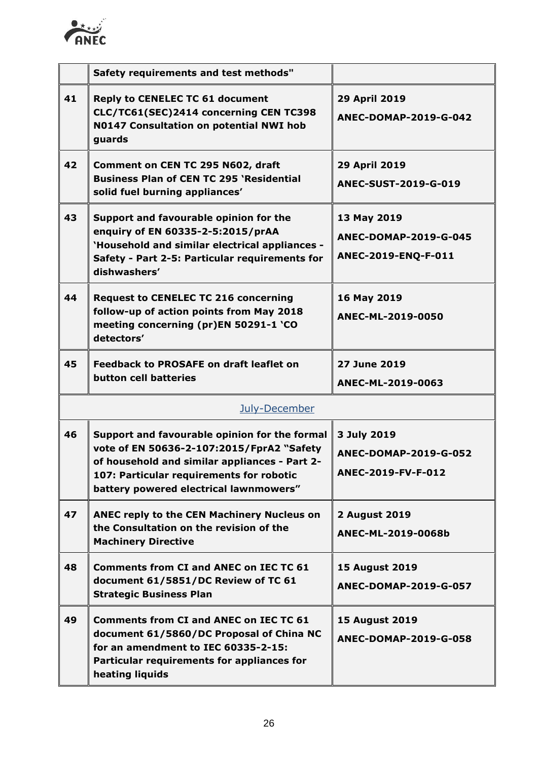| | | |
|---|---|---|
| | **Safety requirements and test methods"** | |
| **41** | **Reply to CENELEC TC 61 document CLC/TC61(SEC)2414 concerning CEN TC398 N0147 Consultation on potential NWI hob guards** | **29 April 2019**<br>**ANEC-DOMAP-2019-G-042** |
| **42** | **Comment on CEN TC 295 N602, draft Business Plan of CEN TC 295 'Residential solid fuel burning appliances'** | **29 April 2019**<br>**ANEC-SUST-2019-G-019** |
| **43** | **Support and favourable opinion for the enquiry of EN 60335-2-5:2015/prAA 'Household and similar electrical appliances - Safety - Part 2-5: Particular requirements for dishwashers'** | **13 May 2019**<br>**ANEC-DOMAP-2019-G-045**<br>**ANEC-2019-ENQ-F-011** |
| **44** | **Request to CENELEC TC 216 concerning follow-up of action points from May 2018 meeting concerning (pr)EN 50291-1 'CO detectors'** | **16 May 2019**<br>**ANEC-ML-2019-0050** |
| **45** | **Feedback to PROSAFE on draft leaflet on button cell batteries** | **27 June 2019**<br>**ANEC-ML-2019-0063** |
| | July-December | |
| **46** | **Support and favourable opinion for the formal vote of EN 50636-2-107:2015/FprA2 "Safety of household and similar appliances - Part 2-107: Particular requirements for robotic battery powered electrical lawnmowers"** | **3 July 2019**<br>**ANEC-DOMAP-2019-G-052**<br>**ANEC-2019-FV-F-012** |
| **47** | **ANEC reply to the CEN Machinery Nucleus on the Consultation on the revision of the Machinery Directive** | **2 August 2019**<br>**ANEC-ML-2019-0068b** |
| **48** | **Comments from CI and ANEC on IEC TC 61 document 61/5851/DC Review of TC 61 Strategic Business Plan** | **15 August 2019**<br>**ANEC-DOMAP-2019-G-057** |
| **49** | **Comments from CI and ANEC on IEC TC 61 document 61/5860/DC Proposal of China NC for an amendment to IEC 60335-2-15: Particular requirements for appliances for heating liquids** | **15 August 2019**<br>**ANEC-DOMAP-2019-G-058** |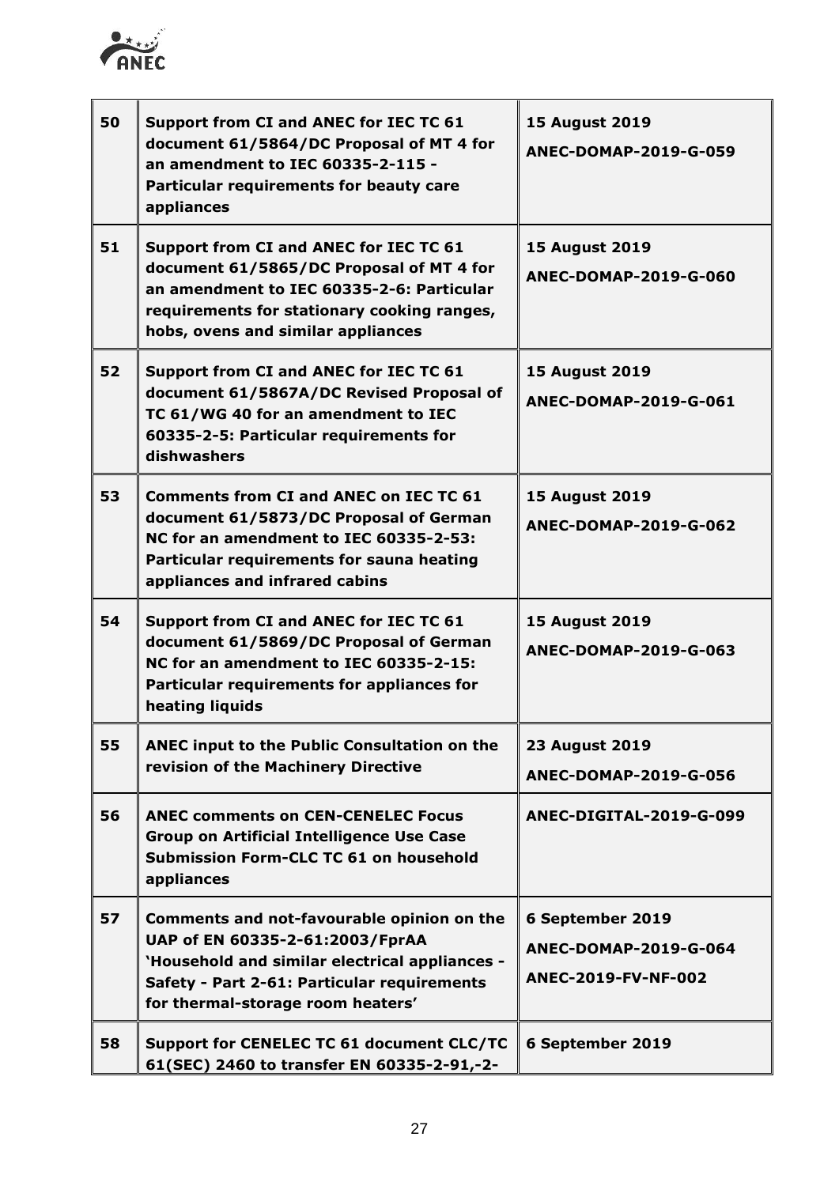| | | |
|---|---|---|
| **50** | **Support from CI and ANEC for IEC TC 61 document 61/5864/DC Proposal of MT 4 for an amendment to IEC 60335-2-115 - Particular requirements for beauty care appliances** | **15 August 2019**<br>**ANEC-DOMAP-2019-G-059** |
| **51** | **Support from CI and ANEC for IEC TC 61 document 61/5865/DC Proposal of MT 4 for an amendment to IEC 60335-2-6: Particular requirements for stationary cooking ranges, hobs, ovens and similar appliances** | **15 August 2019**<br>**ANEC-DOMAP-2019-G-060** |
| **52** | **Support from CI and ANEC for IEC TC 61 document 61/5867A/DC Revised Proposal of TC 61/WG 40 for an amendment to IEC 60335-2-5: Particular requirements for dishwashers** | **15 August 2019**<br>**ANEC-DOMAP-2019-G-061** |
| **53** | **Comments from CI and ANEC on IEC TC 61 document 61/5873/DC Proposal of German NC for an amendment to IEC 60335-2-53: Particular requirements for sauna heating appliances and infrared cabins** | **15 August 2019**<br>**ANEC-DOMAP-2019-G-062** |
| **54** | **Support from CI and ANEC for IEC TC 61 document 61/5869/DC Proposal of German NC for an amendment to IEC 60335-2-15: Particular requirements for appliances for heating liquids** | **15 August 2019**<br>**ANEC-DOMAP-2019-G-063** |
| **55** | **ANEC input to the Public Consultation on the revision of the Machinery Directive** | **23 August 2019**<br>**ANEC-DOMAP-2019-G-056** |
| **56** | **ANEC comments on CEN-CENELEC Focus Group on Artificial Intelligence Use Case Submission Form-CLC TC 61 on household appliances** | **ANEC-DIGITAL-2019-G-099** |
| **57** | **Comments and not-favourable opinion on the UAP of EN 60335-2-61:2003/FprAA 'Household and similar electrical appliances - Safety - Part 2-61: Particular requirements for thermal-storage room heaters'** | **6 September 2019**<br>**ANEC-DOMAP-2019-G-064**<br>**ANEC-2019-FV-NF-002** |
| **58** | **Support for CENELEC TC 61 document CLC/TC 61(SEC) 2460 to transfer EN 60335-2-91,-2-** | **6 September 2019** |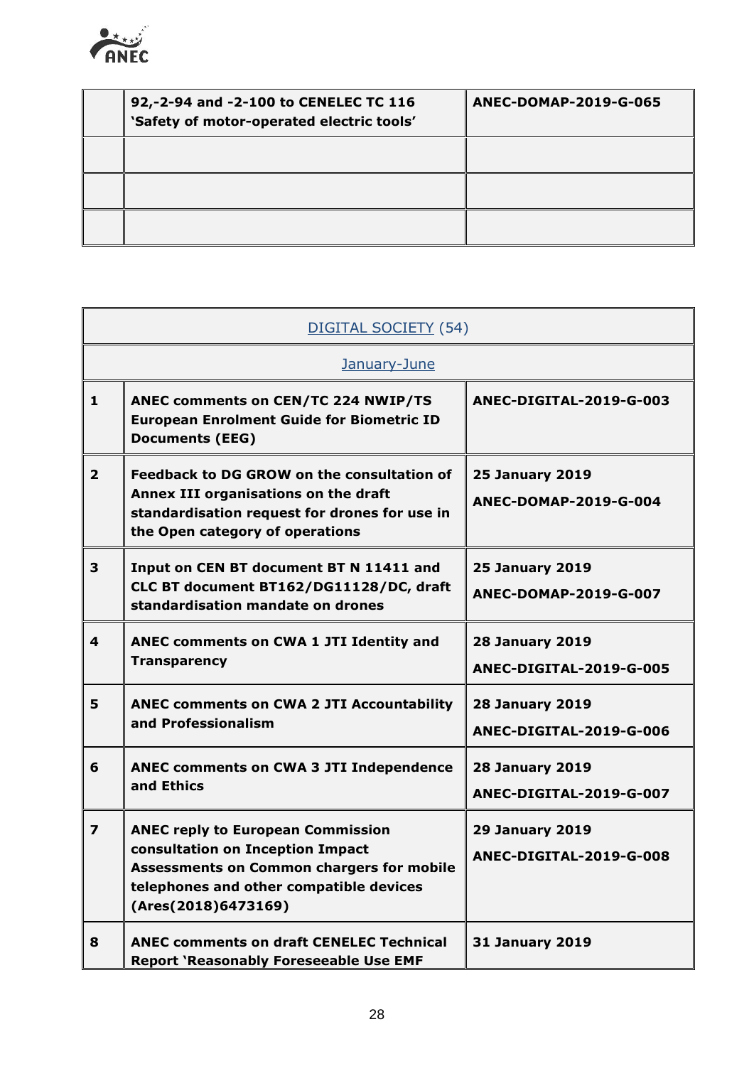| | | |
|---|---|---|
| | **92,-2-94 and -2-100 to CENELEC TC 116 'Safety of motor-operated electric tools'** | **ANEC-DOMAP-2019-G-065** |
| | | |
| | | |
| | | |

| DIGITAL SOCIETY (54) | | |
|---|---|---|
| January-June | | |
| **1** | **ANEC comments on CEN/TC 224 NWIP/TS European Enrolment Guide for Biometric ID Documents (EEG)** | **ANEC-DIGITAL-2019-G-003** |
| **2** | **Feedback to DG GROW on the consultation of Annex III organisations on the draft standardisation request for drones for use in the Open category of operations** | **25 January 2019**<br>**ANEC-DOMAP-2019-G-004** |
| **3** | **Input on CEN BT document BT N 11411 and CLC BT document BT162/DG11128/DC, draft standardisation mandate on drones** | **25 January 2019**<br>**ANEC-DOMAP-2019-G-007** |
| **4** | **ANEC comments on CWA 1 JTI Identity and Transparency** | **28 January 2019**<br>**ANEC-DIGITAL-2019-G-005** |
| **5** | **ANEC comments on CWA 2 JTI Accountability and Professionalism** | **28 January 2019**<br>**ANEC-DIGITAL-2019-G-006** |
| **6** | **ANEC comments on CWA 3 JTI Independence and Ethics** | **28 January 2019**<br>**ANEC-DIGITAL-2019-G-007** |
| **7** | **ANEC reply to European Commission consultation on Inception Impact Assessments on Common chargers for mobile telephones and other compatible devices (Ares(2018)6473169)** | **29 January 2019**<br>**ANEC-DIGITAL-2019-G-008** |
| **8** | **ANEC comments on draft CENELEC Technical Report 'Reasonably Foreseeable Use EMF** | **31 January 2019** |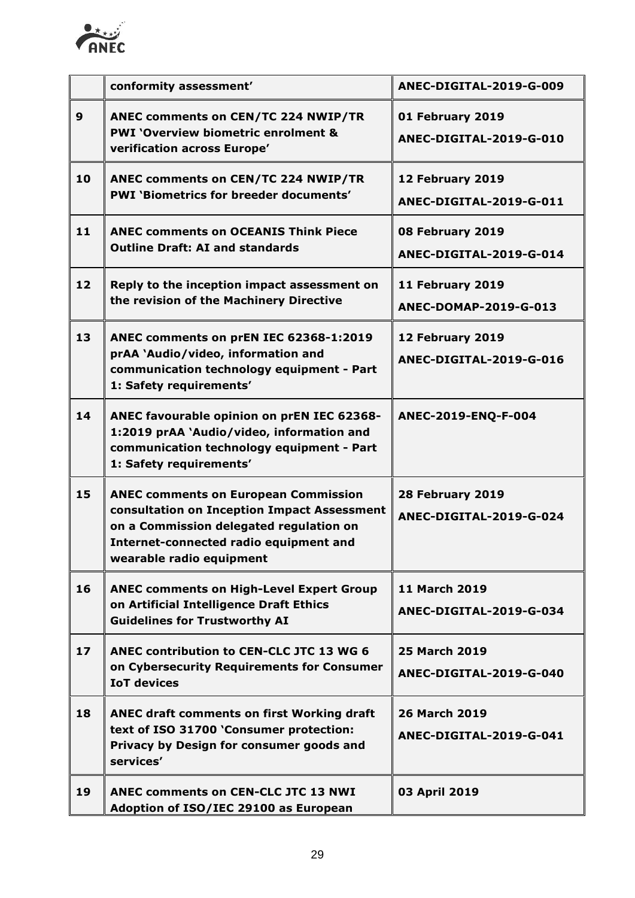| | | |
|---|---|---|
| | **conformity assessment'** | **ANEC-DIGITAL-2019-G-009** |
| **9** | **ANEC comments on CEN/TC 224 NWIP/TR PWI 'Overview biometric enrolment & verification across Europe'** | **01 February 2019**<br>**ANEC-DIGITAL-2019-G-010** |
| **10** | **ANEC comments on CEN/TC 224 NWIP/TR PWI 'Biometrics for breeder documents'** | **12 February 2019**<br>**ANEC-DIGITAL-2019-G-011** |
| **11** | **ANEC comments on OCEANIS Think Piece Outline Draft: AI and standards** | **08 February 2019**<br>**ANEC-DIGITAL-2019-G-014** |
| **12** | **Reply to the inception impact assessment on the revision of the Machinery Directive** | **11 February 2019**<br>**ANEC-DOMAP-2019-G-013** |
| **13** | **ANEC comments on prEN IEC 62368-1:2019 prAA 'Audio/video, information and communication technology equipment - Part 1: Safety requirements'** | **12 February 2019**<br>**ANEC-DIGITAL-2019-G-016** |
| **14** | **ANEC favourable opinion on prEN IEC 62368-1:2019 prAA 'Audio/video, information and communication technology equipment - Part 1: Safety requirements'** | **ANEC-2019-ENQ-F-004** |
| **15** | **ANEC comments on European Commission consultation on Inception Impact Assessment on a Commission delegated regulation on Internet-connected radio equipment and wearable radio equipment** | **28 February 2019**<br>**ANEC-DIGITAL-2019-G-024** |
| **16** | **ANEC comments on High-Level Expert Group on Artificial Intelligence Draft Ethics Guidelines for Trustworthy AI** | **11 March 2019**<br>**ANEC-DIGITAL-2019-G-034** |
| **17** | **ANEC contribution to CEN-CLC JTC 13 WG 6 on Cybersecurity Requirements for Consumer IoT devices** | **25 March 2019**<br>**ANEC-DIGITAL-2019-G-040** |
| **18** | **ANEC draft comments on first Working draft text of ISO 31700 'Consumer protection: Privacy by Design for consumer goods and services'** | **26 March 2019**<br>**ANEC-DIGITAL-2019-G-041** |
| **19** | **ANEC comments on CEN-CLC JTC 13 NWI Adoption of ISO/IEC 29100 as European** | **03 April 2019** |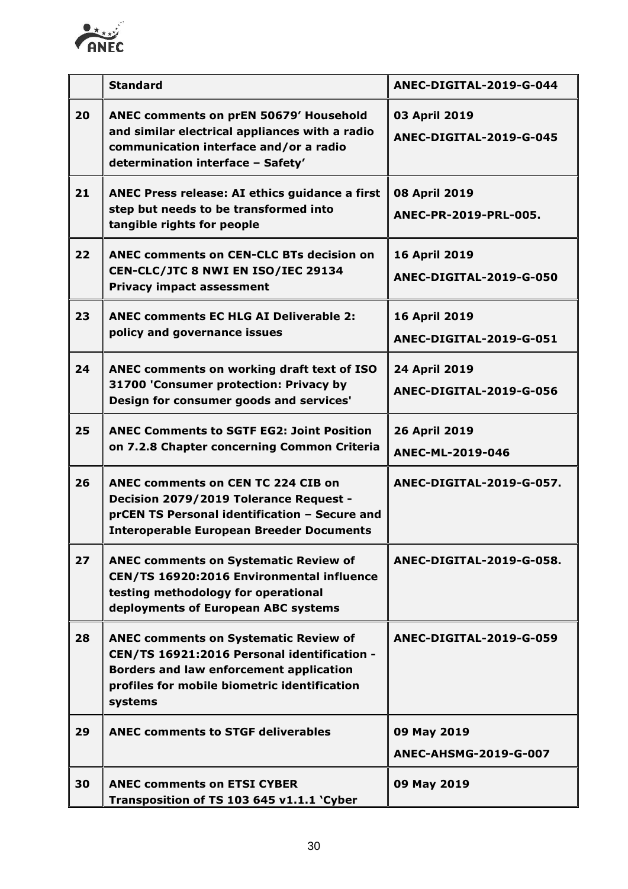| | Standard | ANEC-DIGITAL-2019-G-044 |
|---|---|---|
| 20 | ANEC comments on prEN 50679' Household and similar electrical appliances with a radio communication interface and/or a radio determination interface – Safety' | 03 April 2019<br>ANEC-DIGITAL-2019-G-045 |
| 21 | ANEC Press release: AI ethics guidance a first step but needs to be transformed into tangible rights for people | 08 April 2019<br>ANEC-PR-2019-PRL-005. |
| 22 | ANEC comments on CEN-CLC BTs decision on CEN-CLC/JTC 8 NWI EN ISO/IEC 29134 Privacy impact assessment | 16 April 2019<br>ANEC-DIGITAL-2019-G-050 |
| 23 | ANEC comments EC HLG AI Deliverable 2: policy and governance issues | 16 April 2019<br>ANEC-DIGITAL-2019-G-051 |
| 24 | ANEC comments on working draft text of ISO 31700 'Consumer protection: Privacy by Design for consumer goods and services' | 24 April 2019<br>ANEC-DIGITAL-2019-G-056 |
| 25 | ANEC Comments to SGTF EG2: Joint Position on 7.2.8 Chapter concerning Common Criteria | 26 April 2019<br>ANEC-ML-2019-046 |
| 26 | ANEC comments on CEN TC 224 CIB on Decision 2079/2019 Tolerance Request - prCEN TS Personal identification – Secure and Interoperable European Breeder Documents | ANEC-DIGITAL-2019-G-057. |
| 27 | ANEC comments on Systematic Review of CEN/TS 16920:2016 Environmental influence testing methodology for operational deployments of European ABC systems | ANEC-DIGITAL-2019-G-058. |
| 28 | ANEC comments on Systematic Review of CEN/TS 16921:2016 Personal identification - Borders and law enforcement application profiles for mobile biometric identification systems | ANEC-DIGITAL-2019-G-059 |
| 29 | ANEC comments to STGF deliverables | 09 May 2019<br>ANEC-AHSMG-2019-G-007 |
| 30 | ANEC comments on ETSI CYBER Transposition of TS 103 645 v1.1.1 'Cyber | 09 May 2019 |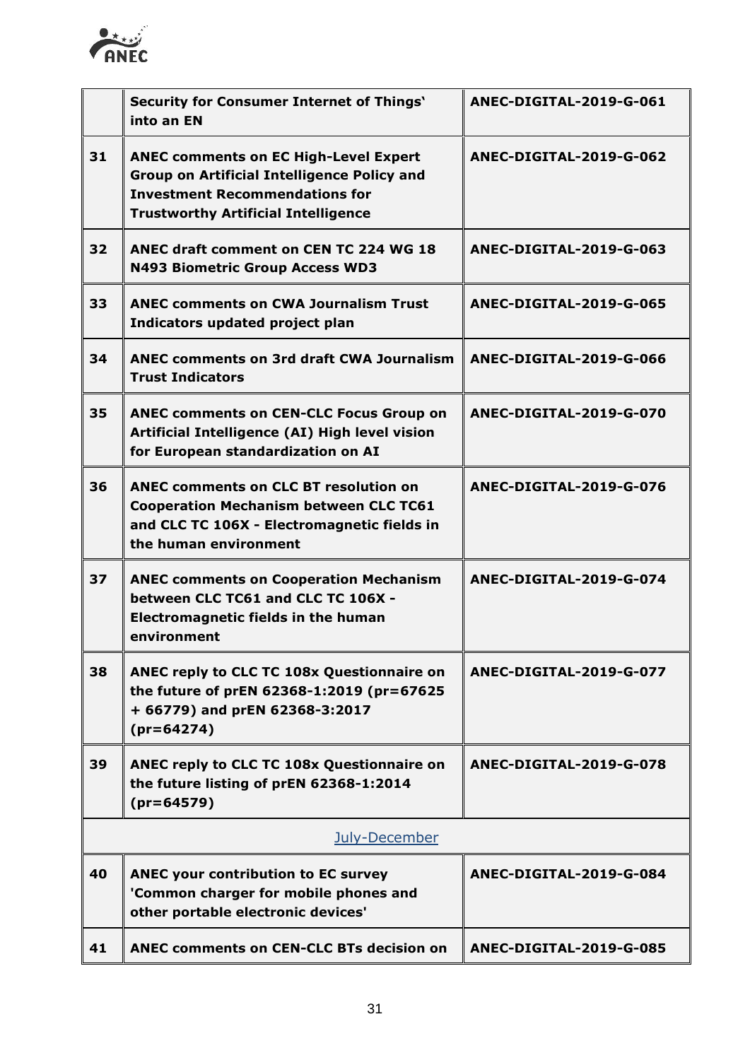|  |  |  |
|---|---|---|
|  | **Security for Consumer Internet of Things' into an EN** | **ANEC-DIGITAL-2019-G-061** |
| **31** | **ANEC comments on EC High-Level Expert Group on Artificial Intelligence Policy and Investment Recommendations for Trustworthy Artificial Intelligence** | **ANEC-DIGITAL-2019-G-062** |
| **32** | **ANEC draft comment on CEN TC 224 WG 18 N493 Biometric Group Access WD3** | **ANEC-DIGITAL-2019-G-063** |
| **33** | **ANEC comments on CWA Journalism Trust Indicators updated project plan** | **ANEC-DIGITAL-2019-G-065** |
| **34** | **ANEC comments on 3rd draft CWA Journalism Trust Indicators** | **ANEC-DIGITAL-2019-G-066** |
| **35** | **ANEC comments on CEN-CLC Focus Group on Artificial Intelligence (AI) High level vision for European standardization on AI** | **ANEC-DIGITAL-2019-G-070** |
| **36** | **ANEC comments on CLC BT resolution on Cooperation Mechanism between CLC TC61 and CLC TC 106X - Electromagnetic fields in the human environment** | **ANEC-DIGITAL-2019-G-076** |
| **37** | **ANEC comments on Cooperation Mechanism between CLC TC61 and CLC TC 106X - Electromagnetic fields in the human environment** | **ANEC-DIGITAL-2019-G-074** |
| **38** | **ANEC reply to CLC TC 108x Questionnaire on the future of prEN 62368-1:2019 (pr=67625 + 66779) and prEN 62368-3:2017 (pr=64274)** | **ANEC-DIGITAL-2019-G-077** |
| **39** | **ANEC reply to CLC TC 108x Questionnaire on the future listing of prEN 62368-1:2014 (pr=64579)** | **ANEC-DIGITAL-2019-G-078** |
| July-December | | |
| **40** | **ANEC your contribution to EC survey 'Common charger for mobile phones and other portable electronic devices'** | **ANEC-DIGITAL-2019-G-084** |
| **41** | **ANEC comments on CEN-CLC BTs decision on** | **ANEC-DIGITAL-2019-G-085** |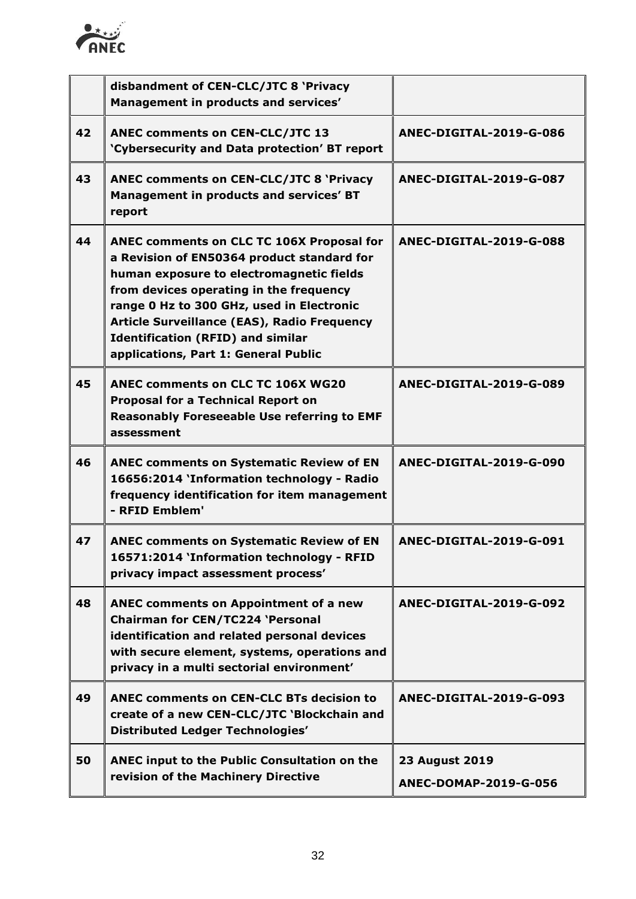| | | |
|---|---|---|
| | **disbandment of CEN-CLC/JTC 8 'Privacy Management in products and services'** | |
| **42** | **ANEC comments on CEN-CLC/JTC 13 'Cybersecurity and Data protection' BT report** | **ANEC-DIGITAL-2019-G-086** |
| **43** | **ANEC comments on CEN-CLC/JTC 8 'Privacy Management in products and services' BT report** | **ANEC-DIGITAL-2019-G-087** |
| **44** | **ANEC comments on CLC TC 106X Proposal for a Revision of EN50364 product standard for human exposure to electromagnetic fields from devices operating in the frequency range 0 Hz to 300 GHz, used in Electronic Article Surveillance (EAS), Radio Frequency Identification (RFID) and similar applications, Part 1: General Public** | **ANEC-DIGITAL-2019-G-088** |
| **45** | **ANEC comments on CLC TC 106X WG20 Proposal for a Technical Report on Reasonably Foreseeable Use referring to EMF assessment** | **ANEC-DIGITAL-2019-G-089** |
| **46** | **ANEC comments on Systematic Review of EN 16656:2014 'Information technology - Radio frequency identification for item management - RFID Emblem'** | **ANEC-DIGITAL-2019-G-090** |
| **47** | **ANEC comments on Systematic Review of EN 16571:2014 'Information technology - RFID privacy impact assessment process'** | **ANEC-DIGITAL-2019-G-091** |
| **48** | **ANEC comments on Appointment of a new Chairman for CEN/TC224 'Personal identification and related personal devices with secure element, systems, operations and privacy in a multi sectorial environment'** | **ANEC-DIGITAL-2019-G-092** |
| **49** | **ANEC comments on CEN-CLC BTs decision to create of a new CEN-CLC/JTC 'Blockchain and Distributed Ledger Technologies'** | **ANEC-DIGITAL-2019-G-093** |
| **50** | **ANEC input to the Public Consultation on the revision of the Machinery Directive** | **23 August 2019**<br>**ANEC-DOMAP-2019-G-056** |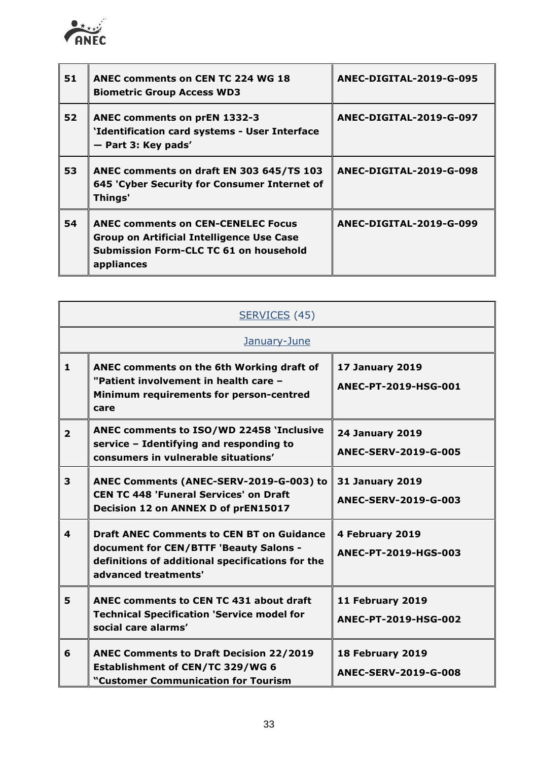| 51 | **ANEC comments on CEN TC 224 WG 18 Biometric Group Access WD3** | **ANEC-DIGITAL-2019-G-095** |
|---|---|---|
| 52 | **ANEC comments on prEN 1332-3 'Identification card systems - User Interface — Part 3: Key pads'** | **ANEC-DIGITAL-2019-G-097** |
| 53 | **ANEC comments on draft EN 303 645/TS 103 645 'Cyber Security for Consumer Internet of Things'** | **ANEC-DIGITAL-2019-G-098** |
| 54 | **ANEC comments on CEN-CENELEC Focus Group on Artificial Intelligence Use Case Submission Form-CLC TC 61 on household appliances** | **ANEC-DIGITAL-2019-G-099** |

| SERVICES (45) | | |
|---|---|---|
| January-June | | |
| **1** | **ANEC comments on the 6th Working draft of "Patient involvement in health care – Minimum requirements for person-centred care** | **17 January 2019**<br>**ANEC-PT-2019-HSG-001** |
| **2** | **ANEC comments to ISO/WD 22458 'Inclusive service – Identifying and responding to consumers in vulnerable situations'** | **24 January 2019**<br>**ANEC-SERV-2019-G-005** |
| **3** | **ANEC Comments (ANEC-SERV-2019-G-003) to CEN TC 448 'Funeral Services' on Draft Decision 12 on ANNEX D of prEN15017** | **31 January 2019**<br>**ANEC-SERV-2019-G-003** |
| **4** | **Draft ANEC Comments to CEN BT on Guidance document for CEN/BTTF 'Beauty Salons - definitions of additional specifications for the advanced treatments'** | **4 February 2019**<br>**ANEC-PT-2019-HGS-003** |
| **5** | **ANEC comments to CEN TC 431 about draft Technical Specification 'Service model for social care alarms'** | **11 February 2019**<br>**ANEC-PT-2019-HSG-002** |
| **6** | **ANEC Comments to Draft Decision 22/2019 Establishment of CEN/TC 329/WG 6 "Customer Communication for Tourism** | **18 February 2019**<br>**ANEC-SERV-2019-G-008** |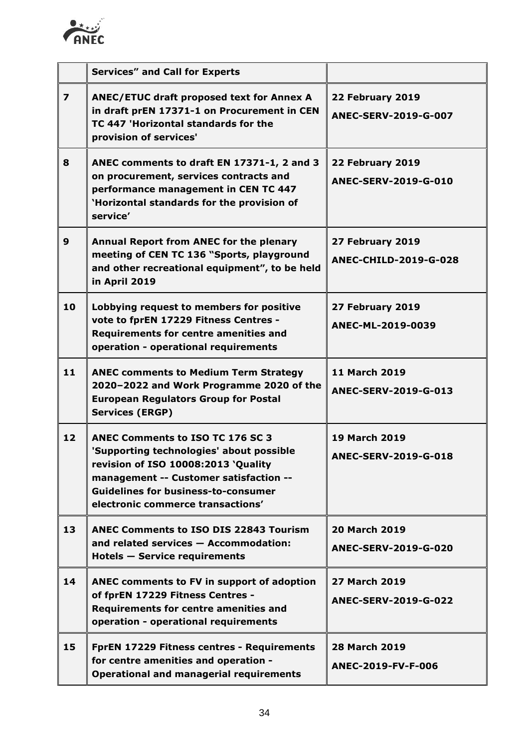| | | |
|---|---|---|
| | **Services" and Call for Experts** | |
| **7** | **ANEC/ETUC draft proposed text for Annex A in draft prEN 17371-1 on Procurement in CEN TC 447 'Horizontal standards for the provision of services'** | **22 February 2019** **ANEC-SERV-2019-G-007** |
| **8** | **ANEC comments to draft EN 17371-1, 2 and 3 on procurement, services contracts and performance management in CEN TC 447 'Horizontal standards for the provision of service'** | **22 February 2019** **ANEC-SERV-2019-G-010** |
| **9** | **Annual Report from ANEC for the plenary meeting of CEN TC 136 "Sports, playground and other recreational equipment", to be held in April 2019** | **27 February 2019** **ANEC-CHILD-2019-G-028** |
| **10** | **Lobbying request to members for positive vote to fprEN 17229 Fitness Centres - Requirements for centre amenities and operation - operational requirements** | **27 February 2019** **ANEC-ML-2019-0039** |
| **11** | **ANEC comments to Medium Term Strategy 2020–2022 and Work Programme 2020 of the European Regulators Group for Postal Services (ERGP)** | **11 March 2019** **ANEC-SERV-2019-G-013** |
| **12** | **ANEC Comments to ISO TC 176 SC 3 'Supporting technologies' about possible revision of ISO 10008:2013 'Quality management -- Customer satisfaction -- Guidelines for business-to-consumer electronic commerce transactions'** | **19 March 2019** **ANEC-SERV-2019-G-018** |
| **13** | **ANEC Comments to ISO DIS 22843 Tourism and related services — Accommodation: Hotels — Service requirements** | **20 March 2019** **ANEC-SERV-2019-G-020** |
| **14** | **ANEC comments to FV in support of adoption of fprEN 17229 Fitness Centres - Requirements for centre amenities and operation - operational requirements** | **27 March 2019** **ANEC-SERV-2019-G-022** |
| **15** | **FprEN 17229 Fitness centres - Requirements for centre amenities and operation - Operational and managerial requirements** | **28 March 2019** **ANEC-2019-FV-F-006** |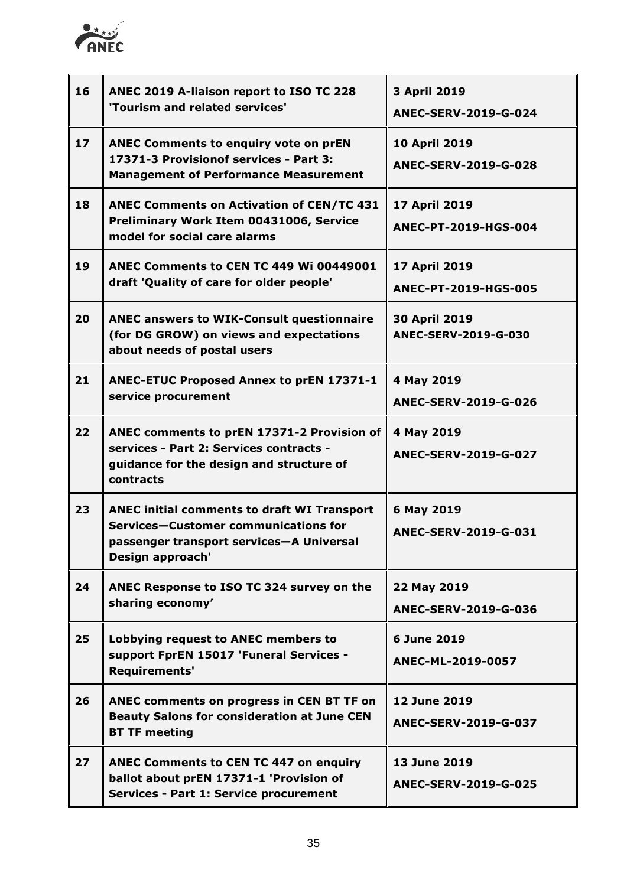| | | |
|---|---|---|
| **16** | **ANEC 2019 A-liaison report to ISO TC 228 'Tourism and related services'** | **3 April 2019**<br>**ANEC-SERV-2019-G-024** |
| **17** | **ANEC Comments to enquiry vote on prEN 17371-3 Provisionof services - Part 3: Management of Performance Measurement** | **10 April 2019**<br>**ANEC-SERV-2019-G-028** |
| **18** | **ANEC Comments on Activation of CEN/TC 431 Preliminary Work Item 00431006, Service model for social care alarms** | **17 April 2019**<br>**ANEC-PT-2019-HGS-004** |
| **19** | **ANEC Comments to CEN TC 449 Wi 00449001 draft 'Quality of care for older people'** | **17 April 2019**<br>**ANEC-PT-2019-HGS-005** |
| **20** | **ANEC answers to WIK-Consult questionnaire (for DG GROW) on views and expectations about needs of postal users** | **30 April 2019**<br>**ANEC-SERV-2019-G-030** |
| **21** | **ANEC-ETUC Proposed Annex to prEN 17371-1 service procurement** | **4 May 2019**<br>**ANEC-SERV-2019-G-026** |
| **22** | **ANEC comments to prEN 17371-2 Provision of services - Part 2: Services contracts - guidance for the design and structure of contracts** | **4 May 2019**<br>**ANEC-SERV-2019-G-027** |
| **23** | **ANEC initial comments to draft WI Transport Services—Customer communications for passenger transport services—A Universal Design approach'** | **6 May 2019**<br>**ANEC-SERV-2019-G-031** |
| **24** | **ANEC Response to ISO TC 324 survey on the sharing economy'** | **22 May 2019**<br>**ANEC-SERV-2019-G-036** |
| **25** | **Lobbying request to ANEC members to support FprEN 15017 'Funeral Services - Requirements'** | **6 June 2019**<br>**ANEC-ML-2019-0057** |
| **26** | **ANEC comments on progress in CEN BT TF on Beauty Salons for consideration at June CEN BT TF meeting** | **12 June 2019**<br>**ANEC-SERV-2019-G-037** |
| **27** | **ANEC Comments to CEN TC 447 on enquiry ballot about prEN 17371-1 'Provision of Services - Part 1: Service procurement** | **13 June 2019**<br>**ANEC-SERV-2019-G-025** |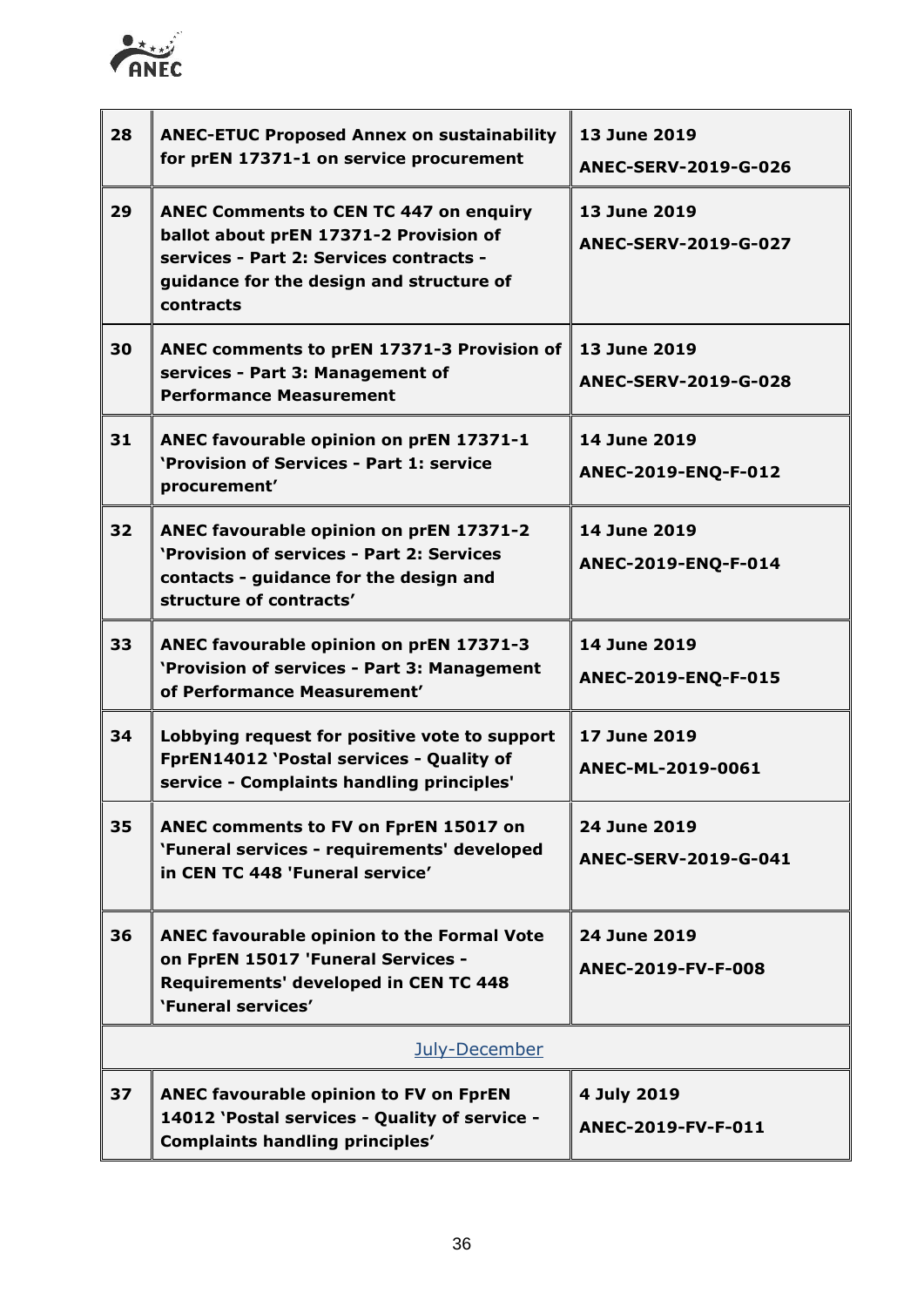| | | |
|---|---|---|
| **28** | **ANEC-ETUC Proposed Annex on sustainability for prEN 17371-1 on service procurement** | **13 June 2019**<br>**ANEC-SERV-2019-G-026** |
| **29** | **ANEC Comments to CEN TC 447 on enquiry ballot about prEN 17371-2 Provision of services - Part 2: Services contracts - guidance for the design and structure of contracts** | **13 June 2019**<br>**ANEC-SERV-2019-G-027** |
| **30** | **ANEC comments to prEN 17371-3 Provision of services - Part 3: Management of Performance Measurement** | **13 June 2019**<br>**ANEC-SERV-2019-G-028** |
| **31** | **ANEC favourable opinion on prEN 17371-1 'Provision of Services - Part 1: service procurement'** | **14 June 2019**<br>**ANEC-2019-ENQ-F-012** |
| **32** | **ANEC favourable opinion on prEN 17371-2 'Provision of services - Part 2: Services contacts - guidance for the design and structure of contracts'** | **14 June 2019**<br>**ANEC-2019-ENQ-F-014** |
| **33** | **ANEC favourable opinion on prEN 17371-3 'Provision of services - Part 3: Management of Performance Measurement'** | **14 June 2019**<br>**ANEC-2019-ENQ-F-015** |
| **34** | **Lobbying request for positive vote to support FprEN14012 'Postal services - Quality of service - Complaints handling principles'** | **17 June 2019**<br>**ANEC-ML-2019-0061** |
| **35** | **ANEC comments to FV on FprEN 15017 on 'Funeral services - requirements' developed in CEN TC 448 'Funeral service'** | **24 June 2019**<br>**ANEC-SERV-2019-G-041** |
| **36** | **ANEC favourable opinion to the Formal Vote on FprEN 15017 'Funeral Services - Requirements' developed in CEN TC 448 'Funeral services'** | **24 June 2019**<br>**ANEC-2019-FV-F-008** |
| | July-December | |
| **37** | **ANEC favourable opinion to FV on FprEN 14012 'Postal services - Quality of service - Complaints handling principles'** | **4 July 2019**<br>**ANEC-2019-FV-F-011** |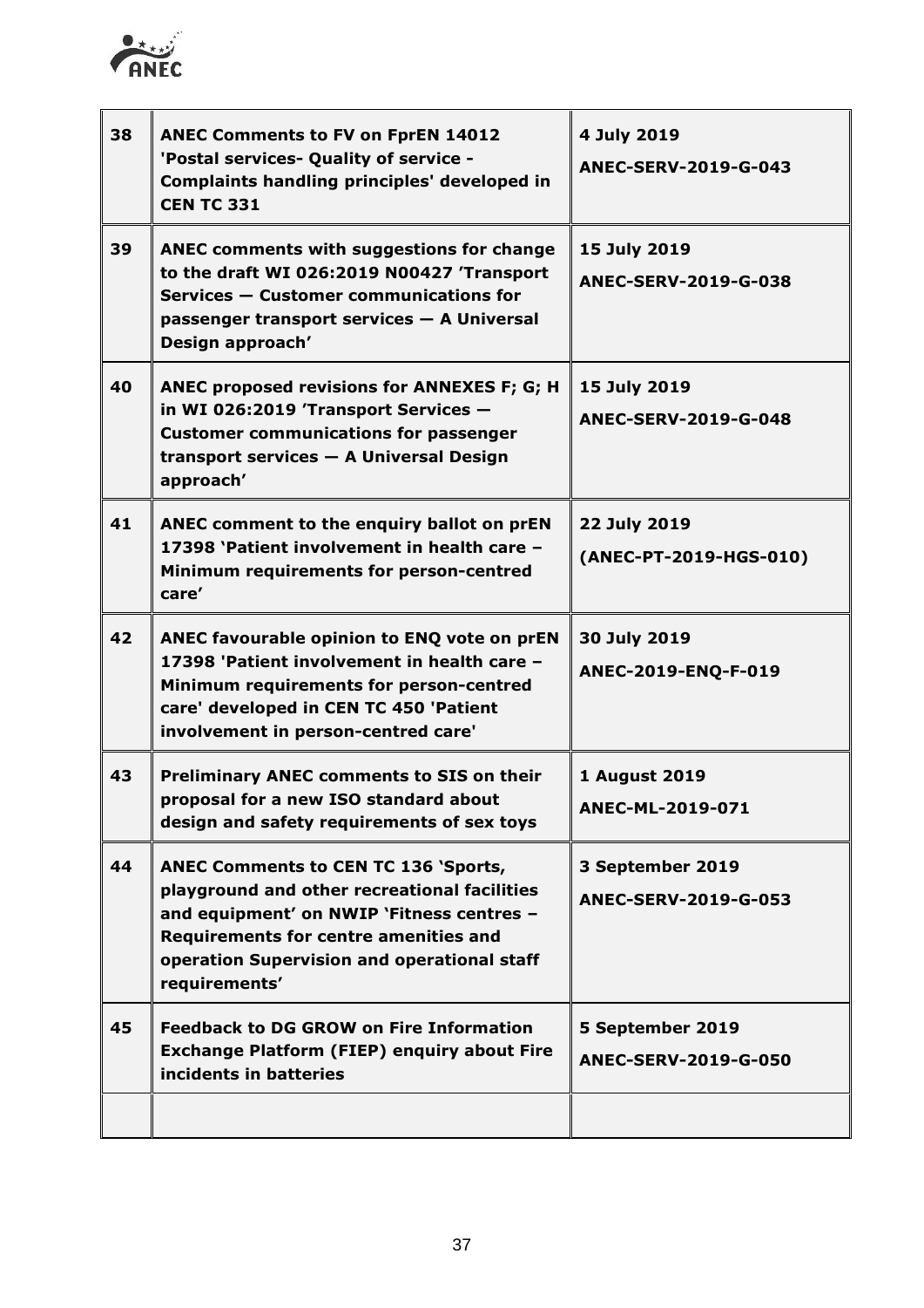| | | |
|---|---|---|
| 38 | **ANEC Comments to FV on FprEN 14012 'Postal services- Quality of service - Complaints handling principles' developed in CEN TC 331** | **4 July 2019**<br>**ANEC-SERV-2019-G-043** |
| 39 | **ANEC comments with suggestions for change to the draft WI 026:2019 N00427 'Transport Services — Customer communications for passenger transport services — A Universal Design approach'** | **15 July 2019**<br>**ANEC-SERV-2019-G-038** |
| 40 | **ANEC proposed revisions for ANNEXES F; G; H in WI 026:2019 'Transport Services — Customer communications for passenger transport services — A Universal Design approach'** | **15 July 2019**<br>**ANEC-SERV-2019-G-048** |
| 41 | **ANEC comment to the enquiry ballot on prEN 17398 'Patient involvement in health care – Minimum requirements for person-centred care'** | **22 July 2019**<br>**(ANEC-PT-2019-HGS-010)** |
| 42 | **ANEC favourable opinion to ENQ vote on prEN 17398 'Patient involvement in health care – Minimum requirements for person-centred care' developed in CEN TC 450 'Patient involvement in person-centred care'** | **30 July 2019**<br>**ANEC-2019-ENQ-F-019** |
| 43 | **Preliminary ANEC comments to SIS on their proposal for a new ISO standard about design and safety requirements of sex toys** | **1 August 2019**<br>**ANEC-ML-2019-071** |
| 44 | **ANEC Comments to CEN TC 136 'Sports, playground and other recreational facilities and equipment' on NWIP 'Fitness centres – Requirements for centre amenities and operation Supervision and operational staff requirements'** | **3 September 2019**<br>**ANEC-SERV-2019-G-053** |
| 45 | **Feedback to DG GROW on Fire Information Exchange Platform (FIEP) enquiry about Fire incidents in batteries** | **5 September 2019**<br>**ANEC-SERV-2019-G-050** |
| | | |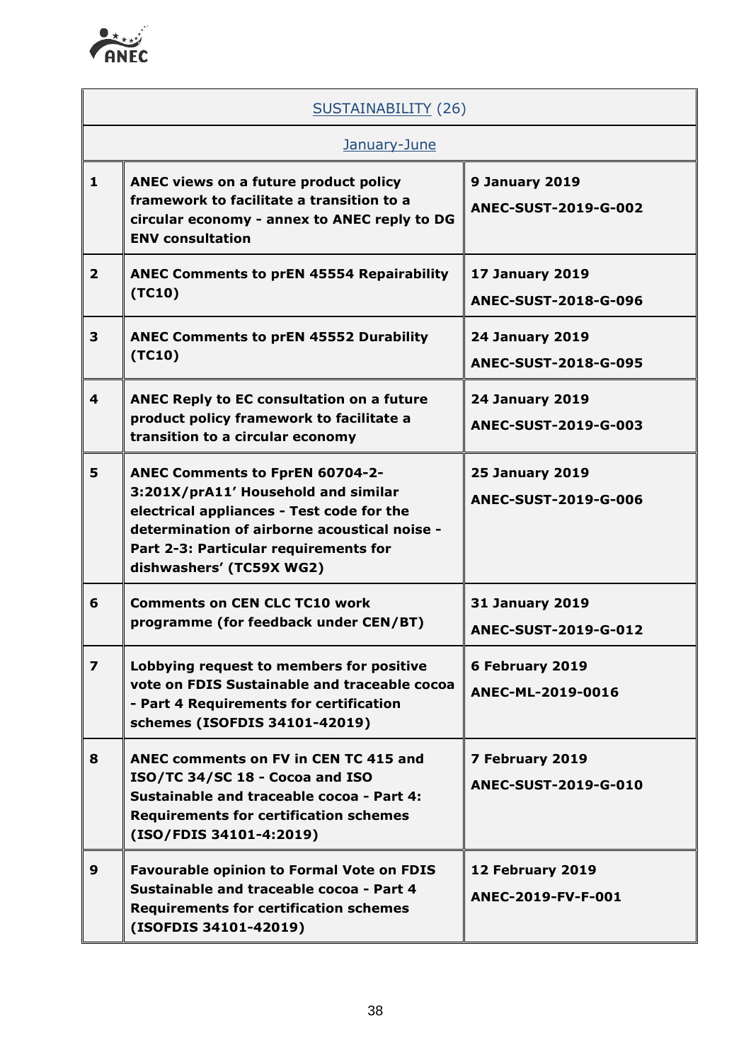| SUSTAINABILITY (26) | | |
|---|---|---|
| January-June | | |
| **1** | **ANEC views on a future product policy framework to facilitate a transition to a circular economy - annex to ANEC reply to DG ENV consultation** | **9 January 2019**<br>**ANEC-SUST-2019-G-002** |
| **2** | **ANEC Comments to prEN 45554 Repairability (TC10)** | **17 January 2019**<br>**ANEC-SUST-2018-G-096** |
| **3** | **ANEC Comments to prEN 45552 Durability (TC10)** | **24 January 2019**<br>**ANEC-SUST-2018-G-095** |
| **4** | **ANEC Reply to EC consultation on a future product policy framework to facilitate a transition to a circular economy** | **24 January 2019**<br>**ANEC-SUST-2019-G-003** |
| **5** | **ANEC Comments to FprEN 60704-2-3:201X/prA11' Household and similar electrical appliances - Test code for the determination of airborne acoustical noise - Part 2-3: Particular requirements for dishwashers' (TC59X WG2)** | **25 January 2019**<br>**ANEC-SUST-2019-G-006** |
| **6** | **Comments on CEN CLC TC10 work programme (for feedback under CEN/BT)** | **31 January 2019**<br>**ANEC-SUST-2019-G-012** |
| **7** | **Lobbying request to members for positive vote on FDIS Sustainable and traceable cocoa - Part 4 Requirements for certification schemes (ISOFDIS 34101-42019)** | **6 February 2019**<br>**ANEC-ML-2019-0016** |
| **8** | **ANEC comments on FV in CEN TC 415 and ISO/TC 34/SC 18 - Cocoa and ISO Sustainable and traceable cocoa - Part 4: Requirements for certification schemes (ISO/FDIS 34101-4:2019)** | **7 February 2019**<br>**ANEC-SUST-2019-G-010** |
| **9** | **Favourable opinion to Formal Vote on FDIS Sustainable and traceable cocoa - Part 4 Requirements for certification schemes (ISOFDIS 34101-42019)** | **12 February 2019**<br>**ANEC-2019-FV-F-001** |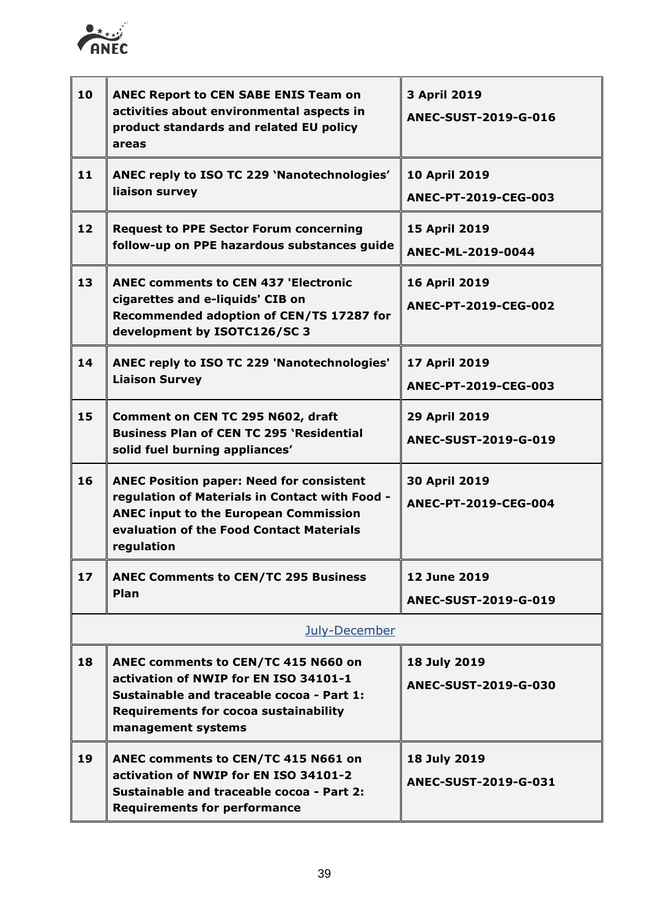| | | |
|---|---|---|
| **10** | **ANEC Report to CEN SABE ENIS Team on activities about environmental aspects in product standards and related EU policy areas** | **3 April 2019**<br>**ANEC-SUST-2019-G-016** |
| **11** | **ANEC reply to ISO TC 229 'Nanotechnologies' liaison survey** | **10 April 2019**<br>**ANEC-PT-2019-CEG-003** |
| **12** | **Request to PPE Sector Forum concerning follow-up on PPE hazardous substances guide** | **15 April 2019**<br>**ANEC-ML-2019-0044** |
| **13** | **ANEC comments to CEN 437 'Electronic cigarettes and e-liquids' CIB on Recommended adoption of CEN/TS 17287 for development by ISOTC126/SC 3** | **16 April 2019**<br>**ANEC-PT-2019-CEG-002** |
| **14** | **ANEC reply to ISO TC 229 'Nanotechnologies' Liaison Survey** | **17 April 2019**<br>**ANEC-PT-2019-CEG-003** |
| **15** | **Comment on CEN TC 295 N602, draft Business Plan of CEN TC 295 'Residential solid fuel burning appliances'** | **29 April 2019**<br>**ANEC-SUST-2019-G-019** |
| **16** | **ANEC Position paper: Need for consistent regulation of Materials in Contact with Food - ANEC input to the European Commission evaluation of the Food Contact Materials regulation** | **30 April 2019**<br>**ANEC-PT-2019-CEG-004** |
| **17** | **ANEC Comments to CEN/TC 295 Business Plan** | **12 June 2019**<br>**ANEC-SUST-2019-G-019** |
| | July-December | |
| **18** | **ANEC comments to CEN/TC 415 N660 on activation of NWIP for EN ISO 34101-1 Sustainable and traceable cocoa - Part 1: Requirements for cocoa sustainability management systems** | **18 July 2019**<br>**ANEC-SUST-2019-G-030** |
| **19** | **ANEC comments to CEN/TC 415 N661 on activation of NWIP for EN ISO 34101-2 Sustainable and traceable cocoa - Part 2: Requirements for performance** | **18 July 2019**<br>**ANEC-SUST-2019-G-031** |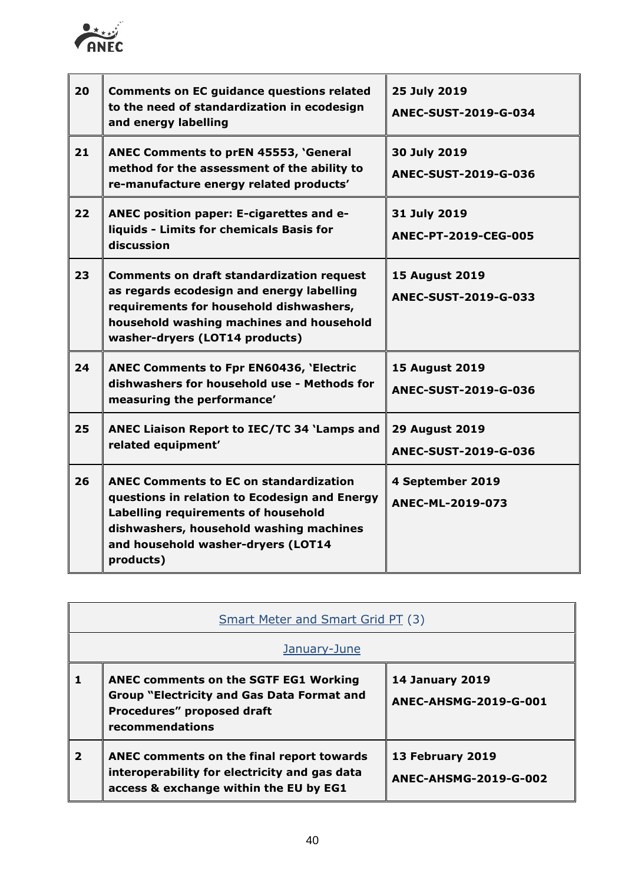| | | |
|---|---|---|
| **20** | **Comments on EC guidance questions related to the need of standardization in ecodesign and energy labelling** | **25 July 2019**<br>**ANEC-SUST-2019-G-034** |
| **21** | **ANEC Comments to prEN 45553, 'General method for the assessment of the ability to re-manufacture energy related products'** | **30 July 2019**<br>**ANEC-SUST-2019-G-036** |
| **22** | **ANEC position paper: E-cigarettes and e-liquids - Limits for chemicals Basis for discussion** | **31 July 2019**<br>**ANEC-PT-2019-CEG-005** |
| **23** | **Comments on draft standardization request as regards ecodesign and energy labelling requirements for household dishwashers, household washing machines and household washer-dryers (LOT14 products)** | **15 August 2019**<br>**ANEC-SUST-2019-G-033** |
| **24** | **ANEC Comments to Fpr EN60436, 'Electric dishwashers for household use - Methods for measuring the performance'** | **15 August 2019**<br>**ANEC-SUST-2019-G-036** |
| **25** | **ANEC Liaison Report to IEC/TC 34 'Lamps and related equipment'** | **29 August 2019**<br>**ANEC-SUST-2019-G-036** |
| **26** | **ANEC Comments to EC on standardization questions in relation to Ecodesign and Energy Labelling requirements of household dishwashers, household washing machines and household washer-dryers (LOT14 products)** | **4 September 2019**<br>**ANEC-ML-2019-073** |

| Smart Meter and Smart Grid PT (3) | | |
|---|---|---|
| January-June | | |
| **1** | **ANEC comments on the SGTF EG1 Working Group "Electricity and Gas Data Format and Procedures" proposed draft recommendations** | **14 January 2019**<br>**ANEC-AHSMG-2019-G-001** |
| **2** | **ANEC comments on the final report towards interoperability for electricity and gas data access & exchange within the EU by EG1** | **13 February 2019**<br>**ANEC-AHSMG-2019-G-002** |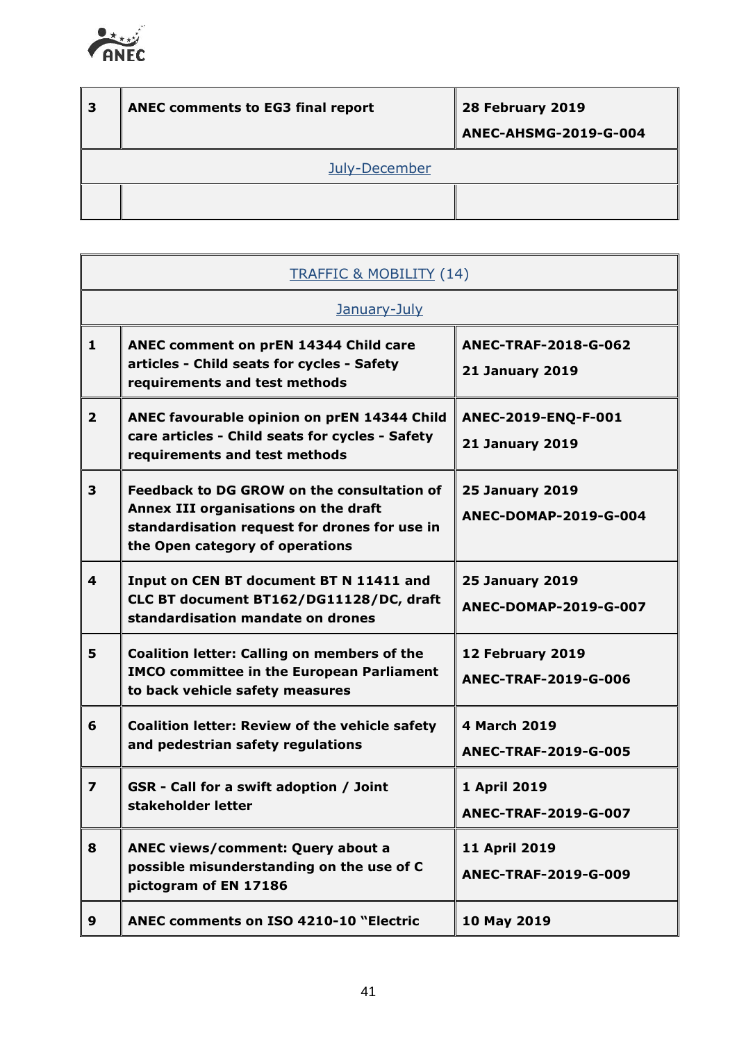| 3 | **ANEC comments to EG3 final report** | **28 February 2019**<br>**ANEC-AHSMG-2019-G-004** |
|---|---|---|
| | July-December | |
| | | |

| TRAFFIC & MOBILITY (14) | | |
|---|---|---|
| | January-July | |
| 1 | **ANEC comment on prEN 14344 Child care articles - Child seats for cycles - Safety requirements and test methods** | **ANEC-TRAF-2018-G-062**<br>**21 January 2019** |
| 2 | **ANEC favourable opinion on prEN 14344 Child care articles - Child seats for cycles - Safety requirements and test methods** | **ANEC-2019-ENQ-F-001**<br>**21 January 2019** |
| 3 | **Feedback to DG GROW on the consultation of Annex III organisations on the draft standardisation request for drones for use in the Open category of operations** | **25 January 2019**<br>**ANEC-DOMAP-2019-G-004** |
| 4 | **Input on CEN BT document BT N 11411 and CLC BT document BT162/DG11128/DC, draft standardisation mandate on drones** | **25 January 2019**<br>**ANEC-DOMAP-2019-G-007** |
| 5 | **Coalition letter: Calling on members of the IMCO committee in the European Parliament to back vehicle safety measures** | **12 February 2019**<br>**ANEC-TRAF-2019-G-006** |
| 6 | **Coalition letter: Review of the vehicle safety and pedestrian safety regulations** | **4 March 2019**<br>**ANEC-TRAF-2019-G-005** |
| 7 | **GSR - Call for a swift adoption / Joint stakeholder letter** | **1 April 2019**<br>**ANEC-TRAF-2019-G-007** |
| 8 | **ANEC views/comment: Query about a possible misunderstanding on the use of C pictogram of EN 17186** | **11 April 2019**<br>**ANEC-TRAF-2019-G-009** |
| 9 | **ANEC comments on ISO 4210-10 "Electric** | **10 May 2019** |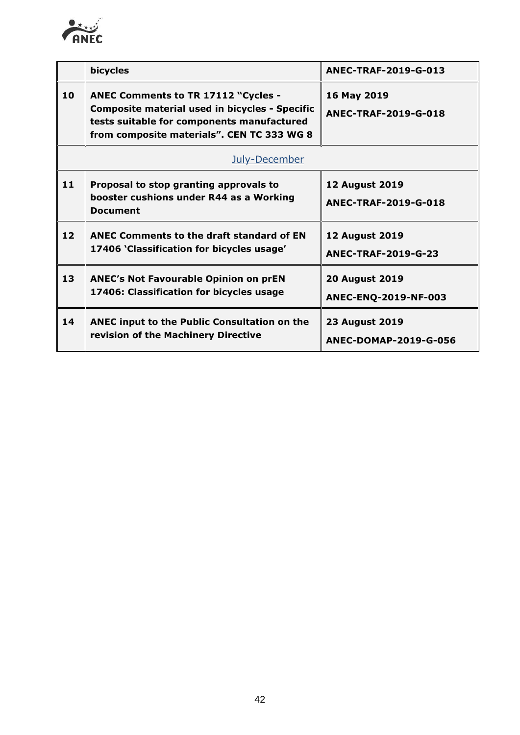| | | |
|---|---|---|
| | **bicycles** | **ANEC-TRAF-2019-G-013** |
| **10** | **ANEC Comments to TR 17112 "Cycles - Composite material used in bicycles - Specific tests suitable for components manufactured from composite materials". CEN TC 333 WG 8** | **16 May 2019**<br>**ANEC-TRAF-2019-G-018** |
| July-December | | |
| **11** | **Proposal to stop granting approvals to booster cushions under R44 as a Working Document** | **12 August 2019**<br>**ANEC-TRAF-2019-G-018** |
| **12** | **ANEC Comments to the draft standard of EN 17406 'Classification for bicycles usage'** | **12 August 2019**<br>**ANEC-TRAF-2019-G-23** |
| **13** | **ANEC's Not Favourable Opinion on prEN 17406: Classification for bicycles usage** | **20 August 2019**<br>**ANEC-ENQ-2019-NF-003** |
| **14** | **ANEC input to the Public Consultation on the revision of the Machinery Directive** | **23 August 2019**<br>**ANEC-DOMAP-2019-G-056** |